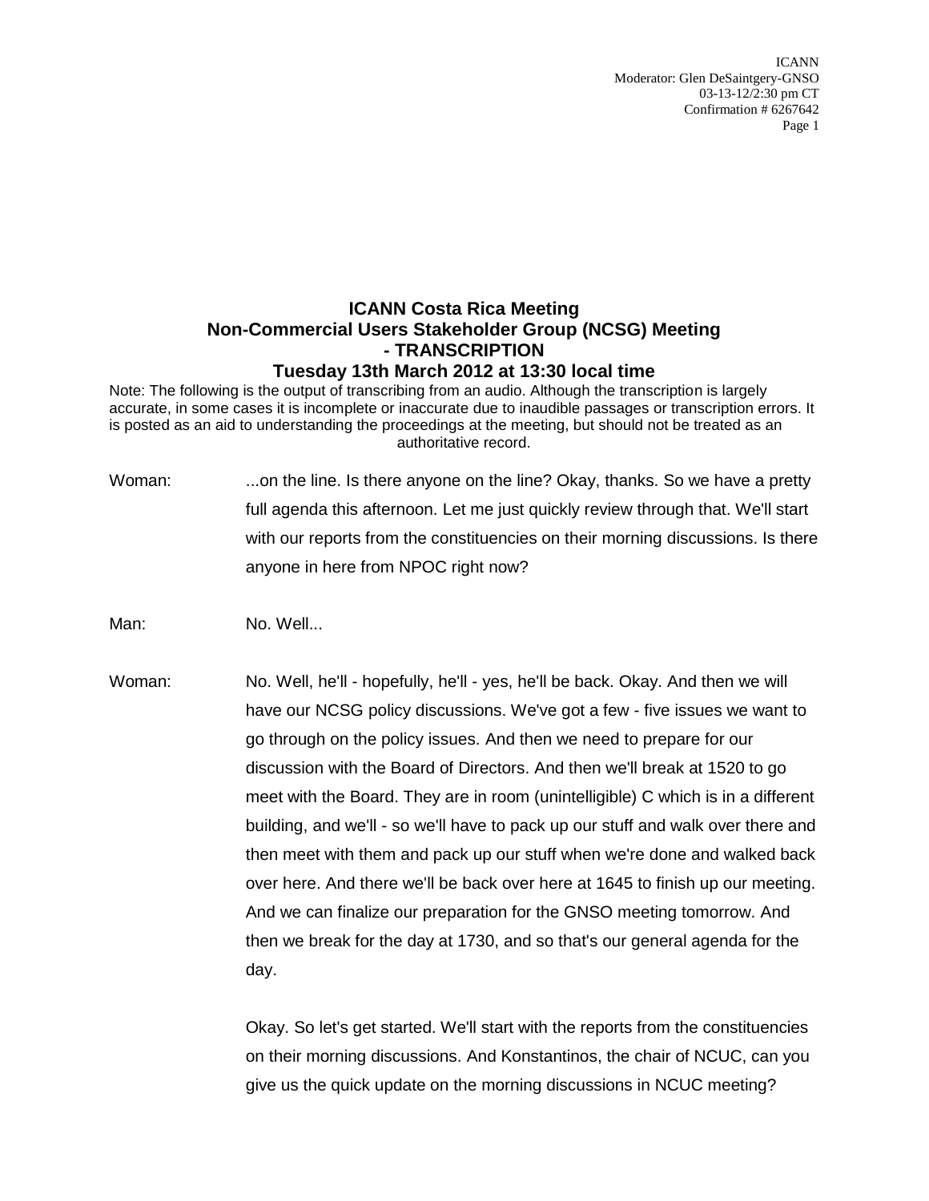# ICANN Costa Rica Meeting
## Non-Commercial Users Stakeholder Group (NCSG) Meeting - TRANSCRIPTION
### Tuesday 13th March 2012 at 13:30 local time

Note: The following is the output of transcribing from an audio. Although the transcription is largely accurate, in some cases it is incomplete or inaccurate due to inaudible passages or transcription errors. It is posted as an aid to understanding the proceedings at the meeting, but should not be treated as an authoritative record.

Woman: ...on the line. Is there anyone on the line? Okay, thanks. So we have a pretty full agenda this afternoon. Let me just quickly review through that. We'll start with our reports from the constituencies on their morning discussions. Is there anyone in here from NPOC right now?

Man: No. Well...

Woman: No. Well, he'll - hopefully, he'll - yes, he'll be back. Okay. And then we will have our NCSG policy discussions. We've got a few - five issues we want to go through on the policy issues. And then we need to prepare for our discussion with the Board of Directors. And then we'll break at 1520 to go meet with the Board. They are in room (unintelligible) C which is in a different building, and we'll - so we'll have to pack up our stuff and walk over there and then meet with them and pack up our stuff when we're done and walked back over here. And there we'll be back over here at 1645 to finish up our meeting. And we can finalize our preparation for the GNSO meeting tomorrow. And then we break for the day at 1730, and so that's our general agenda for the day.

Okay. So let's get started. We'll start with the reports from the constituencies on their morning discussions. And Konstantinos, the chair of NCUC, can you give us the quick update on the morning discussions in NCUC meeting?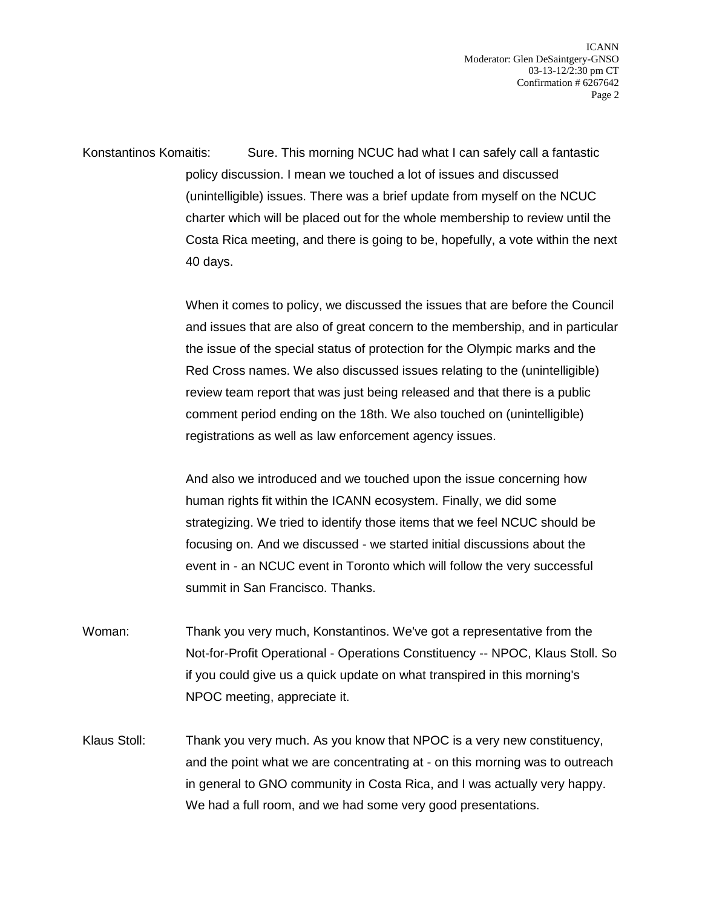Konstantinos Komaitis: Sure. This morning NCUC had what I can safely call a fantastic policy discussion. I mean we touched a lot of issues and discussed (unintelligible) issues. There was a brief update from myself on the NCUC charter which will be placed out for the whole membership to review until the Costa Rica meeting, and there is going to be, hopefully, a vote within the next 40 days.

When it comes to policy, we discussed the issues that are before the Council and issues that are also of great concern to the membership, and in particular the issue of the special status of protection for the Olympic marks and the Red Cross names. We also discussed issues relating to the (unintelligible) review team report that was just being released and that there is a public comment period ending on the 18th. We also touched on (unintelligible) registrations as well as law enforcement agency issues.

And also we introduced and we touched upon the issue concerning how human rights fit within the ICANN ecosystem. Finally, we did some strategizing. We tried to identify those items that we feel NCUC should be focusing on. And we discussed - we started initial discussions about the event in - an NCUC event in Toronto which will follow the very successful summit in San Francisco. Thanks.

Woman: Thank you very much, Konstantinos. We've got a representative from the Not-for-Profit Operational - Operations Constituency -- NPOC, Klaus Stoll. So if you could give us a quick update on what transpired in this morning's NPOC meeting, appreciate it.

Klaus Stoll: Thank you very much. As you know that NPOC is a very new constituency, and the point what we are concentrating at - on this morning was to outreach in general to GNO community in Costa Rica, and I was actually very happy. We had a full room, and we had some very good presentations.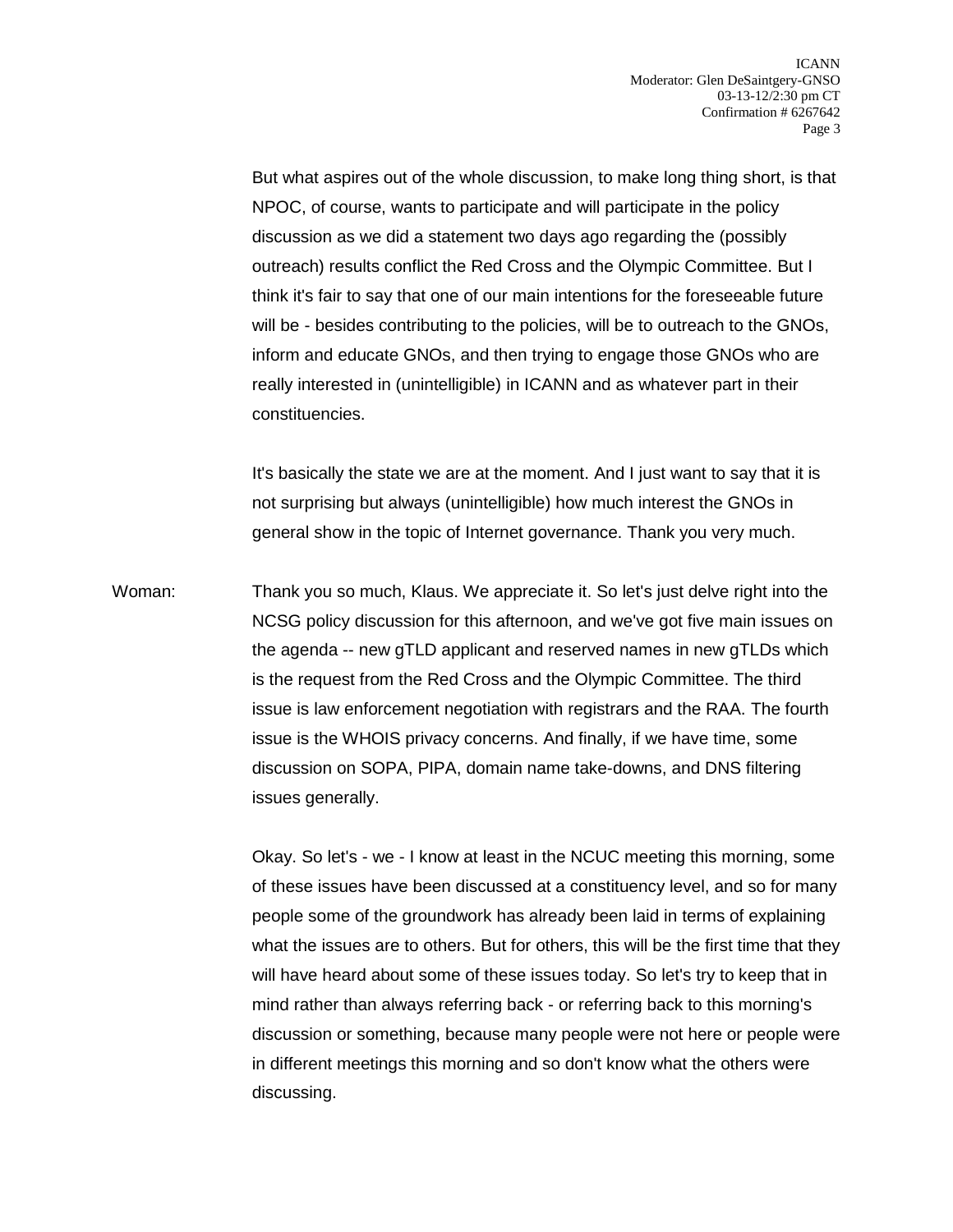But what aspires out of the whole discussion, to make long thing short, is that NPOC, of course, wants to participate and will participate in the policy discussion as we did a statement two days ago regarding the (possibly outreach) results conflict the Red Cross and the Olympic Committee. But I think it's fair to say that one of our main intentions for the foreseeable future will be - besides contributing to the policies, will be to outreach to the GNOs, inform and educate GNOs, and then trying to engage those GNOs who are really interested in (unintelligible) in ICANN and as whatever part in their constituencies.

It's basically the state we are at the moment. And I just want to say that it is not surprising but always (unintelligible) how much interest the GNOs in general show in the topic of Internet governance. Thank you very much.

Woman: Thank you so much, Klaus. We appreciate it. So let's just delve right into the NCSG policy discussion for this afternoon, and we've got five main issues on the agenda -- new gTLD applicant and reserved names in new gTLDs which is the request from the Red Cross and the Olympic Committee. The third issue is law enforcement negotiation with registrars and the RAA. The fourth issue is the WHOIS privacy concerns. And finally, if we have time, some discussion on SOPA, PIPA, domain name take-downs, and DNS filtering issues generally.

Okay. So let's - we - I know at least in the NCUC meeting this morning, some of these issues have been discussed at a constituency level, and so for many people some of the groundwork has already been laid in terms of explaining what the issues are to others. But for others, this will be the first time that they will have heard about some of these issues today. So let's try to keep that in mind rather than always referring back - or referring back to this morning's discussion or something, because many people were not here or people were in different meetings this morning and so don't know what the others were discussing.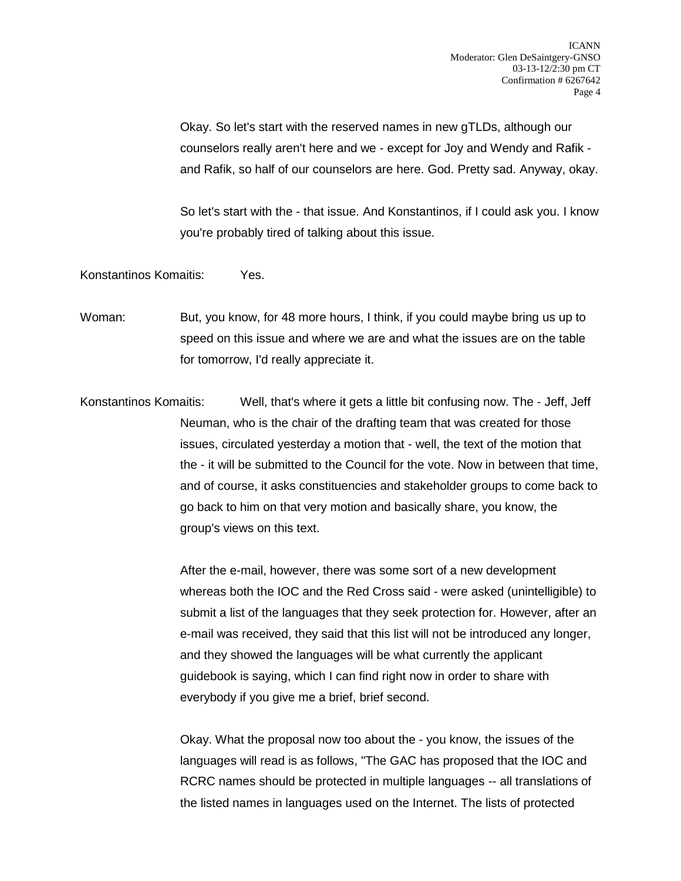Okay. So let's start with the reserved names in new gTLDs, although our counselors really aren't here and we - except for Joy and Wendy and Rafik - and Rafik, so half of our counselors are here. God. Pretty sad. Anyway, okay.

So let's start with the - that issue. And Konstantinos, if I could ask you. I know you're probably tired of talking about this issue.

Konstantinos Komaitis: Yes.

Woman: But, you know, for 48 more hours, I think, if you could maybe bring us up to speed on this issue and where we are and what the issues are on the table for tomorrow, I'd really appreciate it.

Konstantinos Komaitis: Well, that's where it gets a little bit confusing now. The - Jeff, Jeff Neuman, who is the chair of the drafting team that was created for those issues, circulated yesterday a motion that - well, the text of the motion that the - it will be submitted to the Council for the vote. Now in between that time, and of course, it asks constituencies and stakeholder groups to come back to go back to him on that very motion and basically share, you know, the group's views on this text.

After the e-mail, however, there was some sort of a new development whereas both the IOC and the Red Cross said - were asked (unintelligible) to submit a list of the languages that they seek protection for. However, after an e-mail was received, they said that this list will not be introduced any longer, and they showed the languages will be what currently the applicant guidebook is saying, which I can find right now in order to share with everybody if you give me a brief, brief second.

Okay. What the proposal now too about the - you know, the issues of the languages will read is as follows, "The GAC has proposed that the IOC and RCRC names should be protected in multiple languages -- all translations of the listed names in languages used on the Internet. The lists of protected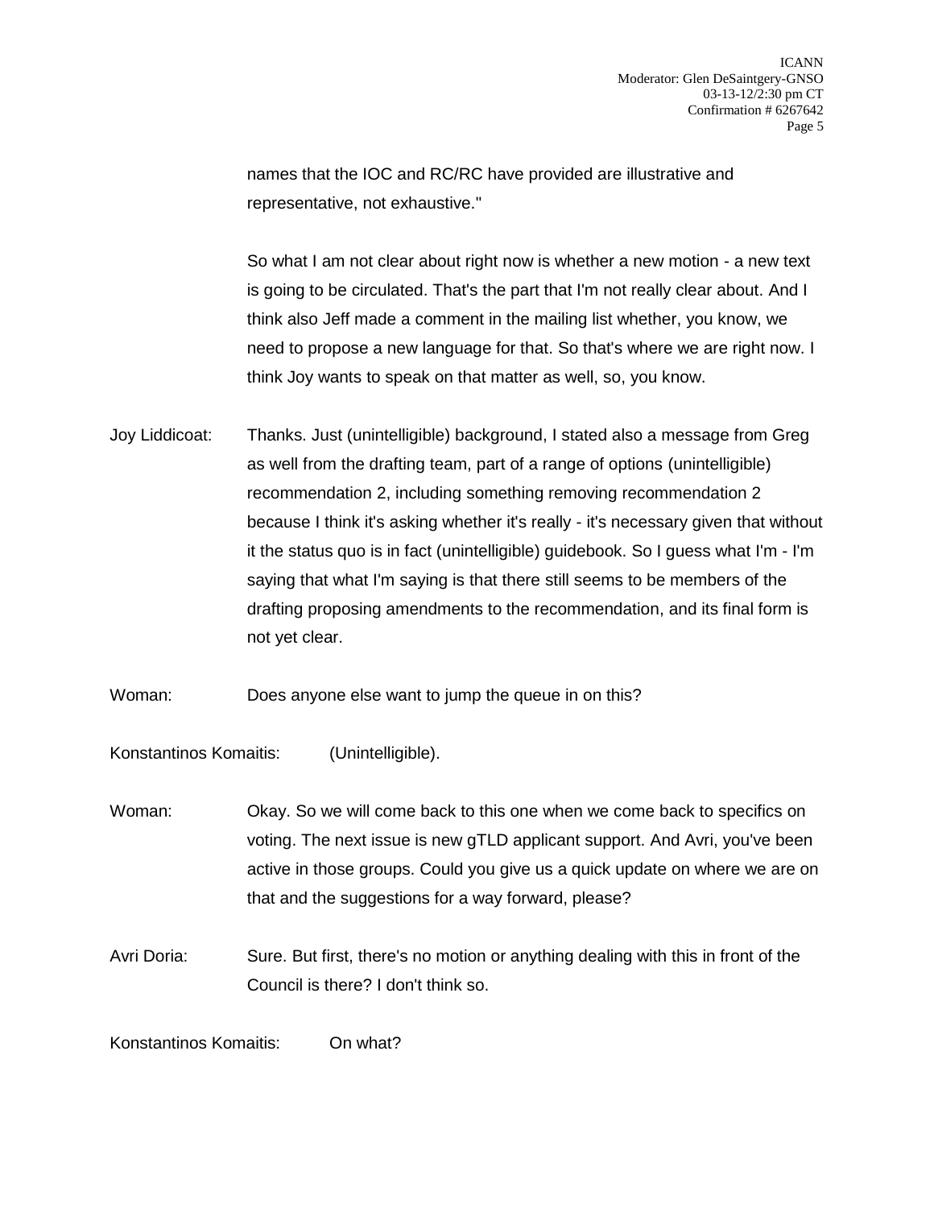names that the IOC and RC/RC have provided are illustrative and representative, not exhaustive."

So what I am not clear about right now is whether a new motion - a new text is going to be circulated. That's the part that I'm not really clear about. And I think also Jeff made a comment in the mailing list whether, you know, we need to propose a new language for that. So that's where we are right now. I think Joy wants to speak on that matter as well, so, you know.

Joy Liddicoat: Thanks. Just (unintelligible) background, I stated also a message from Greg as well from the drafting team, part of a range of options (unintelligible) recommendation 2, including something removing recommendation 2 because I think it's asking whether it's really - it's necessary given that without it the status quo is in fact (unintelligible) guidebook. So I guess what I'm - I'm saying that what I'm saying is that there still seems to be members of the drafting proposing amendments to the recommendation, and its final form is not yet clear.

Woman: Does anyone else want to jump the queue in on this?

Konstantinos Komaitis: (Unintelligible).

Woman: Okay. So we will come back to this one when we come back to specifics on voting. The next issue is new gTLD applicant support. And Avri, you've been active in those groups. Could you give us a quick update on where we are on that and the suggestions for a way forward, please?

Avri Doria: Sure. But first, there's no motion or anything dealing with this in front of the Council is there? I don't think so.

Konstantinos Komaitis: On what?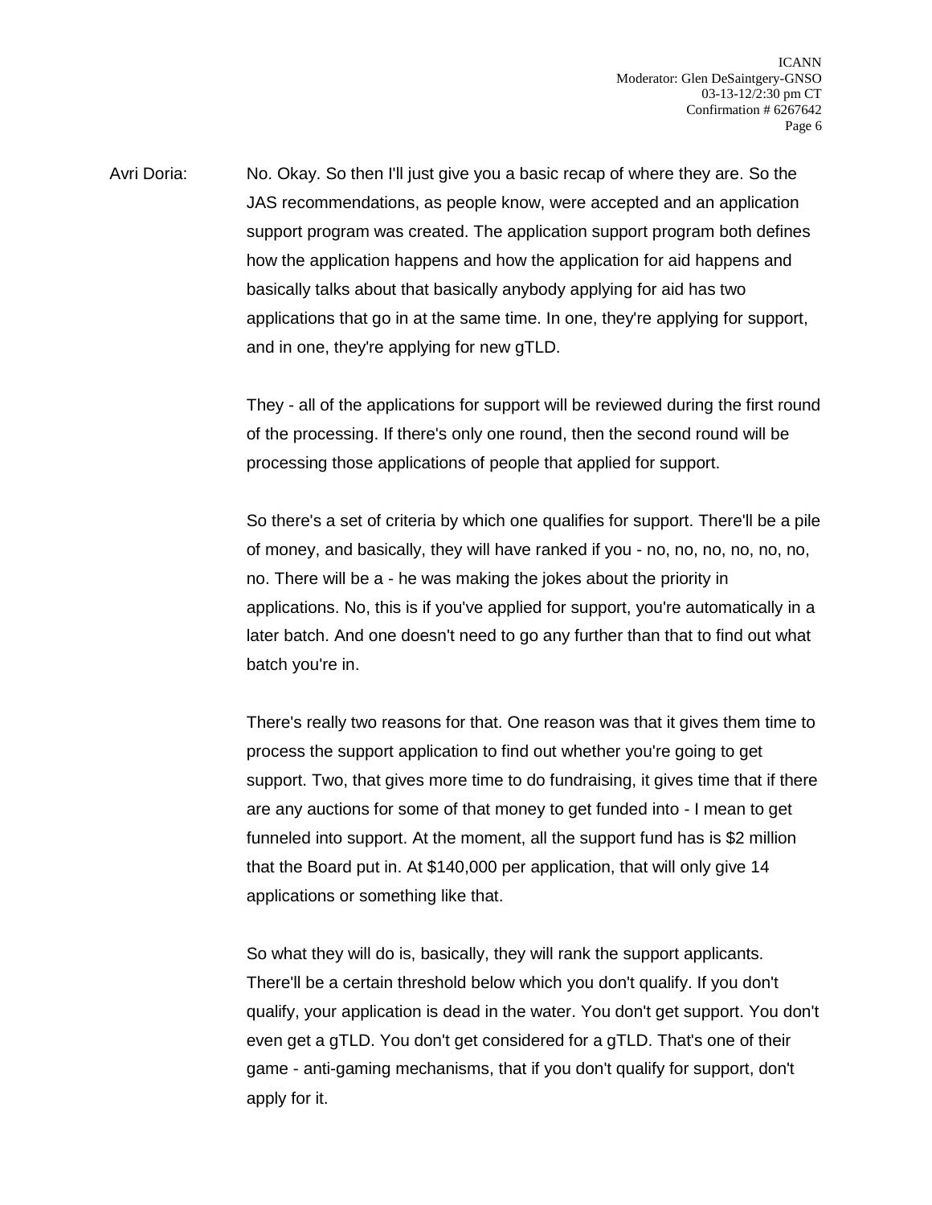Avri Doria: No. Okay. So then I'll just give you a basic recap of where they are. So the JAS recommendations, as people know, were accepted and an application support program was created. The application support program both defines how the application happens and how the application for aid happens and basically talks about that basically anybody applying for aid has two applications that go in at the same time. In one, they're applying for support, and in one, they're applying for new gTLD.

They - all of the applications for support will be reviewed during the first round of the processing. If there's only one round, then the second round will be processing those applications of people that applied for support.

So there's a set of criteria by which one qualifies for support. There'll be a pile of money, and basically, they will have ranked if you - no, no, no, no, no, no, no. There will be a - he was making the jokes about the priority in applications. No, this is if you've applied for support, you're automatically in a later batch. And one doesn't need to go any further than that to find out what batch you're in.

There's really two reasons for that. One reason was that it gives them time to process the support application to find out whether you're going to get support. Two, that gives more time to do fundraising, it gives time that if there are any auctions for some of that money to get funded into - I mean to get funneled into support. At the moment, all the support fund has is $2 million that the Board put in. At $140,000 per application, that will only give 14 applications or something like that.

So what they will do is, basically, they will rank the support applicants. There'll be a certain threshold below which you don't qualify. If you don't qualify, your application is dead in the water. You don't get support. You don't even get a gTLD. You don't get considered for a gTLD. That's one of their game - anti-gaming mechanisms, that if you don't qualify for support, don't apply for it.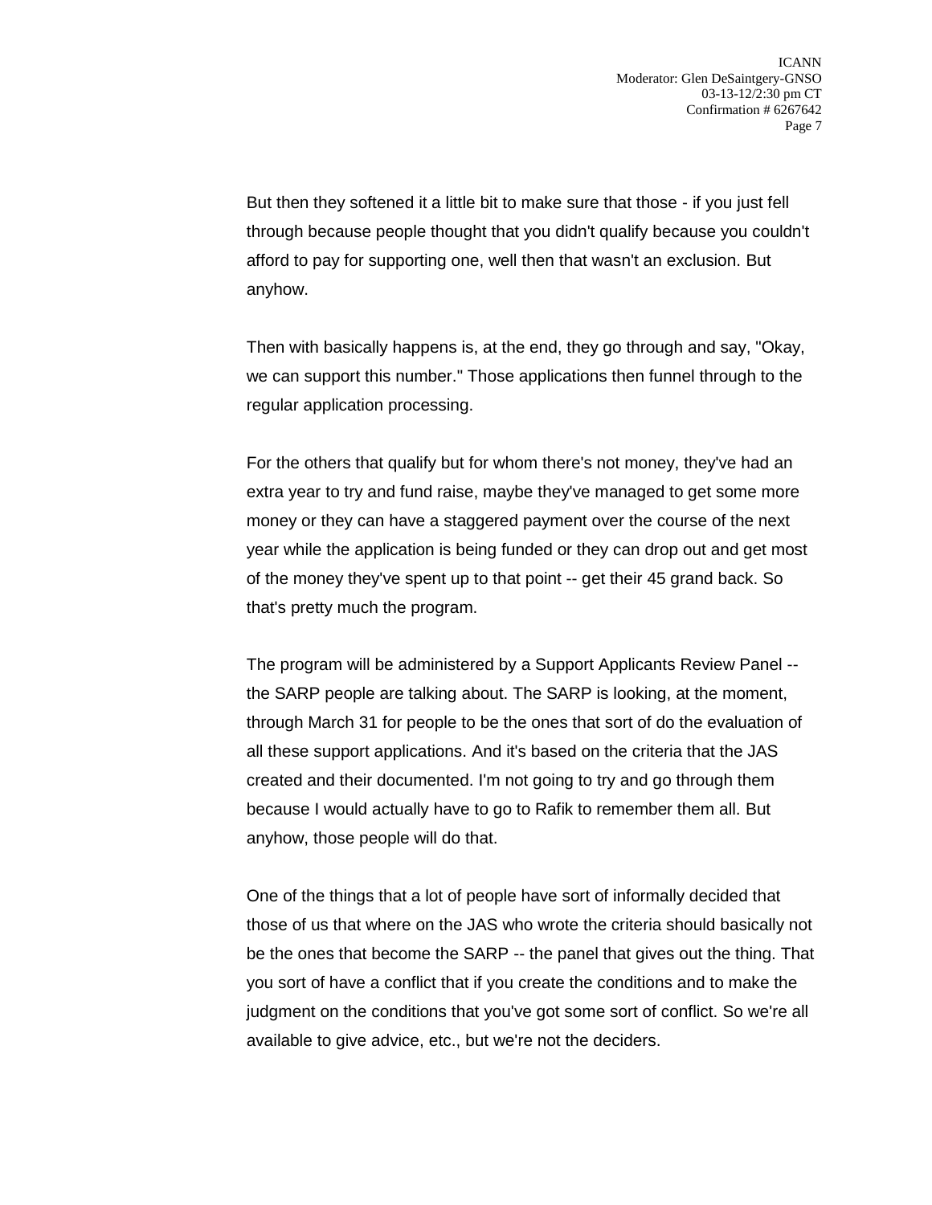But then they softened it a little bit to make sure that those - if you just fell through because people thought that you didn't qualify because you couldn't afford to pay for supporting one, well then that wasn't an exclusion. But anyhow.

Then with basically happens is, at the end, they go through and say, "Okay, we can support this number." Those applications then funnel through to the regular application processing.

For the others that qualify but for whom there's not money, they've had an extra year to try and fund raise, maybe they've managed to get some more money or they can have a staggered payment over the course of the next year while the application is being funded or they can drop out and get most of the money they've spent up to that point -- get their 45 grand back. So that's pretty much the program.

The program will be administered by a Support Applicants Review Panel -- the SARP people are talking about. The SARP is looking, at the moment, through March 31 for people to be the ones that sort of do the evaluation of all these support applications. And it's based on the criteria that the JAS created and their documented. I'm not going to try and go through them because I would actually have to go to Rafik to remember them all. But anyhow, those people will do that.

One of the things that a lot of people have sort of informally decided that those of us that where on the JAS who wrote the criteria should basically not be the ones that become the SARP -- the panel that gives out the thing. That you sort of have a conflict that if you create the conditions and to make the judgment on the conditions that you've got some sort of conflict. So we're all available to give advice, etc., but we're not the deciders.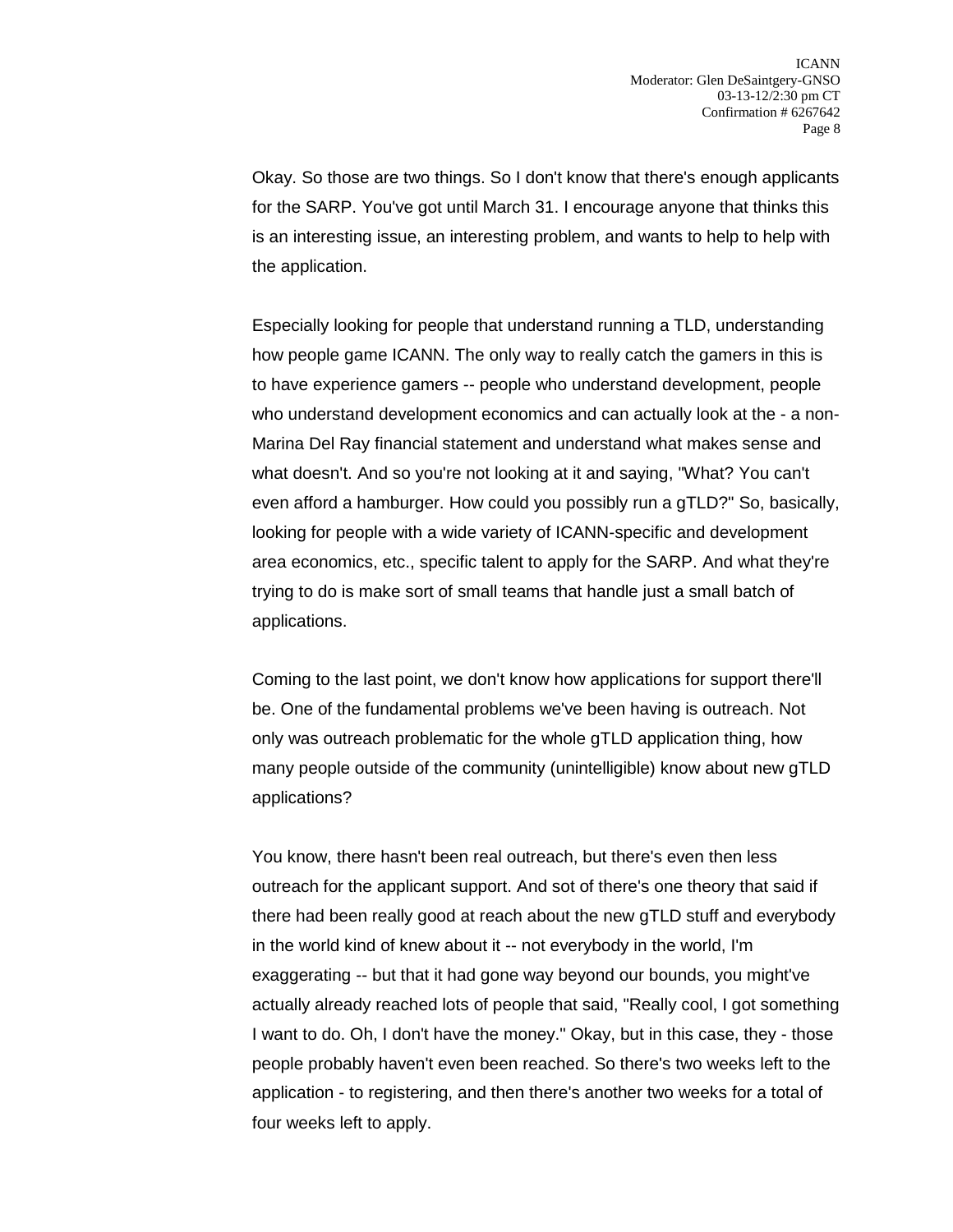Okay. So those are two things. So I don't know that there's enough applicants for the SARP. You've got until March 31. I encourage anyone that thinks this is an interesting issue, an interesting problem, and wants to help to help with the application.

Especially looking for people that understand running a TLD, understanding how people game ICANN. The only way to really catch the gamers in this is to have experience gamers -- people who understand development, people who understand development economics and can actually look at the - a non-Marina Del Ray financial statement and understand what makes sense and what doesn't. And so you're not looking at it and saying, "What? You can't even afford a hamburger. How could you possibly run a gTLD?" So, basically, looking for people with a wide variety of ICANN-specific and development area economics, etc., specific talent to apply for the SARP. And what they're trying to do is make sort of small teams that handle just a small batch of applications.

Coming to the last point, we don't know how applications for support there'll be. One of the fundamental problems we've been having is outreach. Not only was outreach problematic for the whole gTLD application thing, how many people outside of the community (unintelligible) know about new gTLD applications?

You know, there hasn't been real outreach, but there's even then less outreach for the applicant support. And sot of there's one theory that said if there had been really good at reach about the new gTLD stuff and everybody in the world kind of knew about it -- not everybody in the world, I'm exaggerating -- but that it had gone way beyond our bounds, you might've actually already reached lots of people that said, "Really cool, I got something I want to do. Oh, I don't have the money." Okay, but in this case, they - those people probably haven't even been reached. So there's two weeks left to the application - to registering, and then there's another two weeks for a total of four weeks left to apply.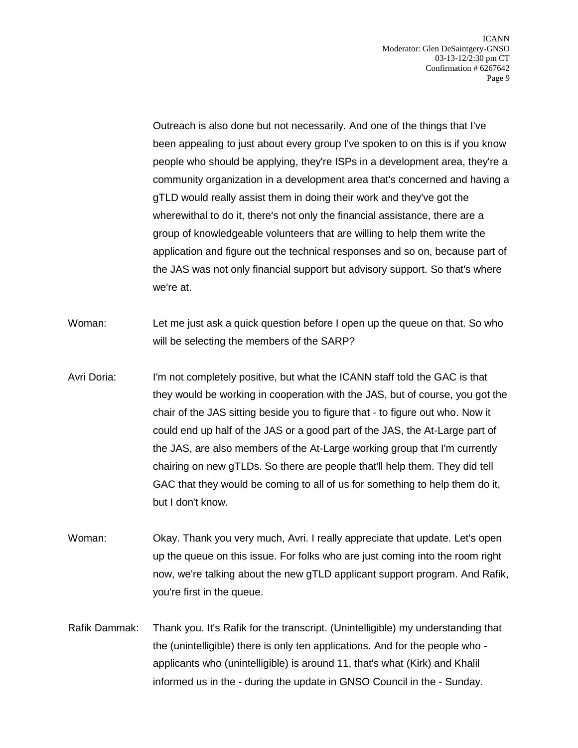Outreach is also done but not necessarily. And one of the things that I've been appealing to just about every group I've spoken to on this is if you know people who should be applying, they're ISPs in a development area, they're a community organization in a development area that's concerned and having a gTLD would really assist them in doing their work and they've got the wherewithal to do it, there's not only the financial assistance, there are a group of knowledgeable volunteers that are willing to help them write the application and figure out the technical responses and so on, because part of the JAS was not only financial support but advisory support. So that's where we're at.

Woman: Let me just ask a quick question before I open up the queue on that. So who will be selecting the members of the SARP?

Avri Doria: I'm not completely positive, but what the ICANN staff told the GAC is that they would be working in cooperation with the JAS, but of course, you got the chair of the JAS sitting beside you to figure that - to figure out who. Now it could end up half of the JAS or a good part of the JAS, the At-Large part of the JAS, are also members of the At-Large working group that I'm currently chairing on new gTLDs. So there are people that'll help them. They did tell GAC that they would be coming to all of us for something to help them do it, but I don't know.

Woman: Okay. Thank you very much, Avri. I really appreciate that update. Let's open up the queue on this issue. For folks who are just coming into the room right now, we're talking about the new gTLD applicant support program. And Rafik, you're first in the queue.

Rafik Dammak: Thank you. It's Rafik for the transcript. (Unintelligible) my understanding that the (unintelligible) there is only ten applications. And for the people who - applicants who (unintelligible) is around 11, that's what (Kirk) and Khalil informed us in the - during the update in GNSO Council in the - Sunday.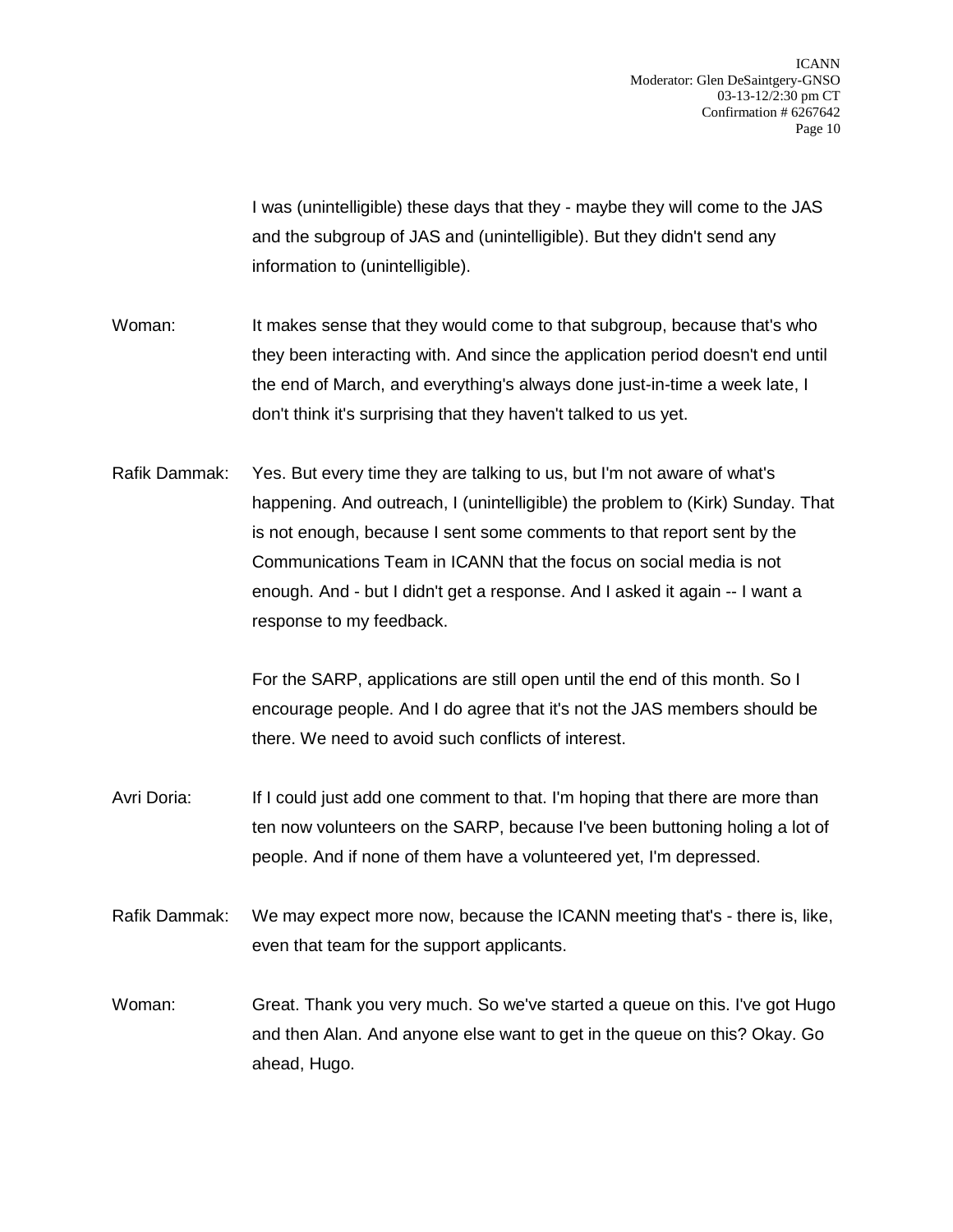I was (unintelligible) these days that they - maybe they will come to the JAS and the subgroup of JAS and (unintelligible). But they didn't send any information to (unintelligible).

Woman: It makes sense that they would come to that subgroup, because that's who they been interacting with. And since the application period doesn't end until the end of March, and everything's always done just-in-time a week late, I don't think it's surprising that they haven't talked to us yet.

Rafik Dammak: Yes. But every time they are talking to us, but I'm not aware of what's happening. And outreach, I (unintelligible) the problem to (Kirk) Sunday. That is not enough, because I sent some comments to that report sent by the Communications Team in ICANN that the focus on social media is not enough. And - but I didn't get a response. And I asked it again -- I want a response to my feedback.

For the SARP, applications are still open until the end of this month. So I encourage people. And I do agree that it's not the JAS members should be there. We need to avoid such conflicts of interest.

Avri Doria: If I could just add one comment to that. I'm hoping that there are more than ten now volunteers on the SARP, because I've been buttoning holing a lot of people. And if none of them have a volunteered yet, I'm depressed.

Rafik Dammak: We may expect more now, because the ICANN meeting that's - there is, like, even that team for the support applicants.

Woman: Great. Thank you very much. So we've started a queue on this. I've got Hugo and then Alan. And anyone else want to get in the queue on this? Okay. Go ahead, Hugo.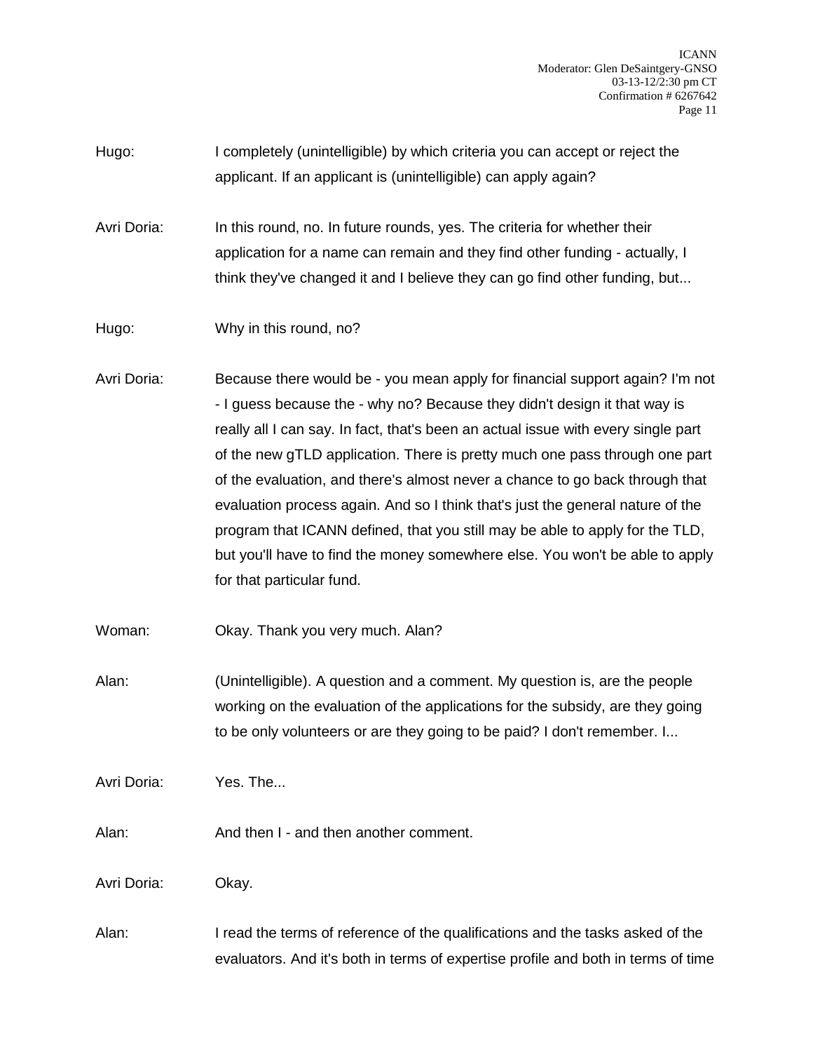Hugo: I completely (unintelligible) by which criteria you can accept or reject the applicant. If an applicant is (unintelligible) can apply again?

Avri Doria: In this round, no. In future rounds, yes. The criteria for whether their application for a name can remain and they find other funding - actually, I think they've changed it and I believe they can go find other funding, but...

Hugo: Why in this round, no?

Avri Doria: Because there would be - you mean apply for financial support again? I'm not - I guess because the - why no? Because they didn't design it that way is really all I can say. In fact, that's been an actual issue with every single part of the new gTLD application. There is pretty much one pass through one part of the evaluation, and there's almost never a chance to go back through that evaluation process again. And so I think that's just the general nature of the program that ICANN defined, that you still may be able to apply for the TLD, but you'll have to find the money somewhere else. You won't be able to apply for that particular fund.

Woman: Okay. Thank you very much. Alan?

Alan: (Unintelligible). A question and a comment. My question is, are the people working on the evaluation of the applications for the subsidy, are they going to be only volunteers or are they going to be paid? I don't remember. I...

Avri Doria: Yes. The...

Alan: And then I - and then another comment.

Avri Doria: Okay.

Alan: I read the terms of reference of the qualifications and the tasks asked of the evaluators. And it's both in terms of expertise profile and both in terms of time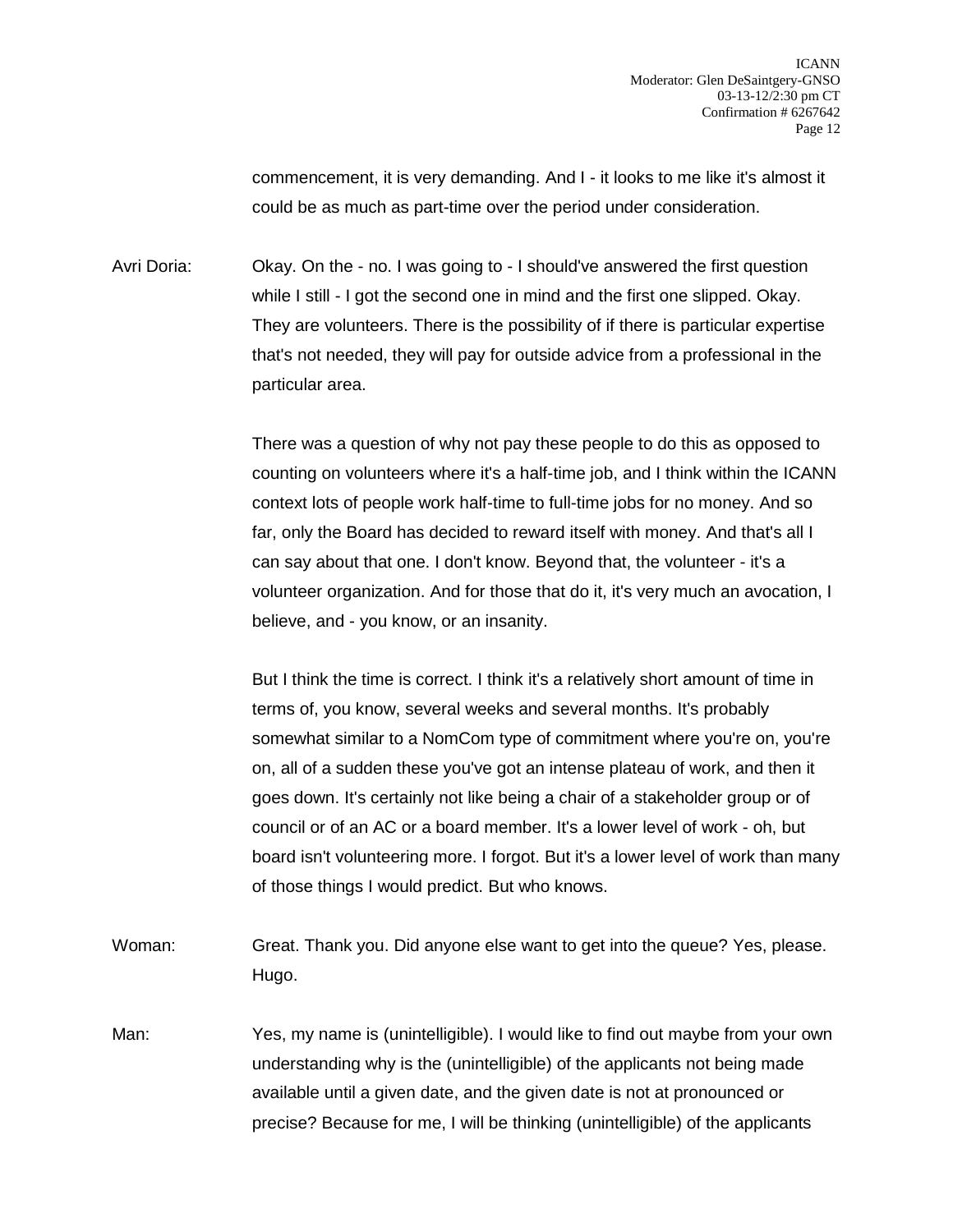commencement, it is very demanding. And I - it looks to me like it's almost it could be as much as part-time over the period under consideration.

Avri Doria: Okay. On the - no. I was going to - I should've answered the first question while I still - I got the second one in mind and the first one slipped. Okay. They are volunteers. There is the possibility of if there is particular expertise that's not needed, they will pay for outside advice from a professional in the particular area.

There was a question of why not pay these people to do this as opposed to counting on volunteers where it's a half-time job, and I think within the ICANN context lots of people work half-time to full-time jobs for no money. And so far, only the Board has decided to reward itself with money. And that's all I can say about that one. I don't know. Beyond that, the volunteer - it's a volunteer organization. And for those that do it, it's very much an avocation, I believe, and - you know, or an insanity.

But I think the time is correct. I think it's a relatively short amount of time in terms of, you know, several weeks and several months. It's probably somewhat similar to a NomCom type of commitment where you're on, you're on, all of a sudden these you've got an intense plateau of work, and then it goes down. It's certainly not like being a chair of a stakeholder group or of council or of an AC or a board member. It's a lower level of work - oh, but board isn't volunteering more. I forgot. But it's a lower level of work than many of those things I would predict. But who knows.

Woman: Great. Thank you. Did anyone else want to get into the queue? Yes, please. Hugo.

Man: Yes, my name is (unintelligible). I would like to find out maybe from your own understanding why is the (unintelligible) of the applicants not being made available until a given date, and the given date is not at pronounced or precise? Because for me, I will be thinking (unintelligible) of the applicants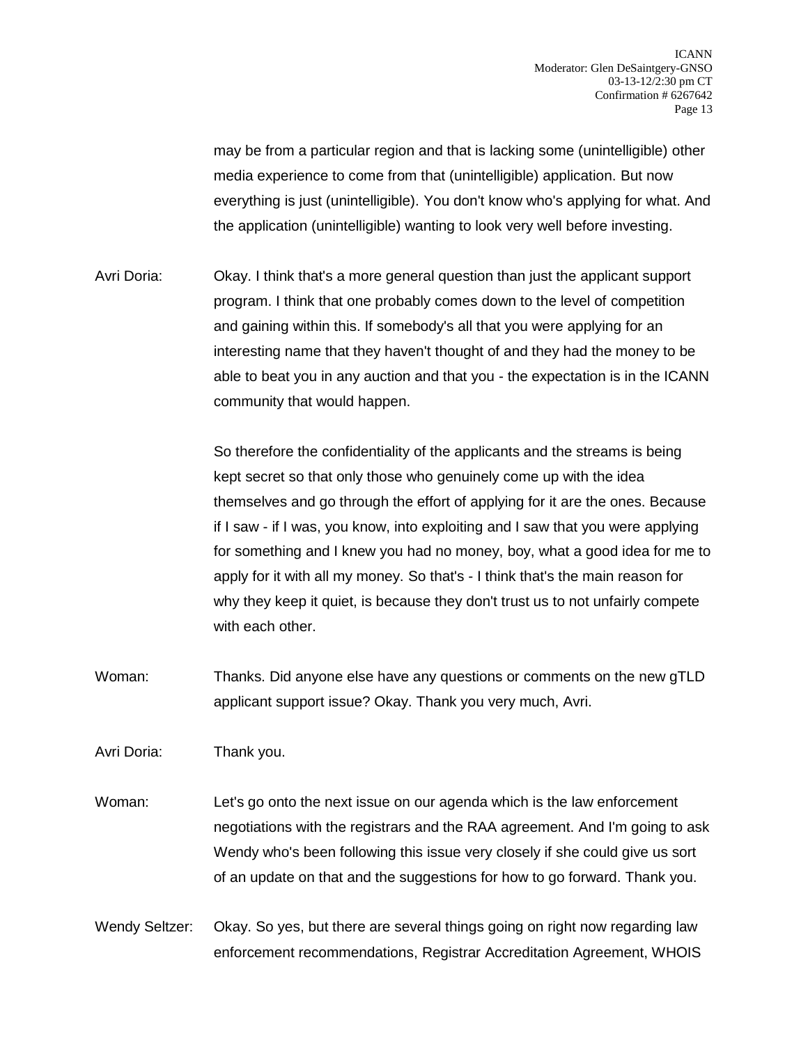may be from a particular region and that is lacking some (unintelligible) other media experience to come from that (unintelligible) application. But now everything is just (unintelligible). You don't know who's applying for what. And the application (unintelligible) wanting to look very well before investing.

Avri Doria: Okay. I think that's a more general question than just the applicant support program. I think that one probably comes down to the level of competition and gaining within this. If somebody's all that you were applying for an interesting name that they haven't thought of and they had the money to be able to beat you in any auction and that you - the expectation is in the ICANN community that would happen.

So therefore the confidentiality of the applicants and the streams is being kept secret so that only those who genuinely come up with the idea themselves and go through the effort of applying for it are the ones. Because if I saw - if I was, you know, into exploiting and I saw that you were applying for something and I knew you had no money, boy, what a good idea for me to apply for it with all my money. So that's - I think that's the main reason for why they keep it quiet, is because they don't trust us to not unfairly compete with each other.

Woman: Thanks. Did anyone else have any questions or comments on the new gTLD applicant support issue? Okay. Thank you very much, Avri.

Avri Doria: Thank you.

Woman: Let's go onto the next issue on our agenda which is the law enforcement negotiations with the registrars and the RAA agreement. And I'm going to ask Wendy who's been following this issue very closely if she could give us sort of an update on that and the suggestions for how to go forward. Thank you.

Wendy Seltzer: Okay. So yes, but there are several things going on right now regarding law enforcement recommendations, Registrar Accreditation Agreement, WHOIS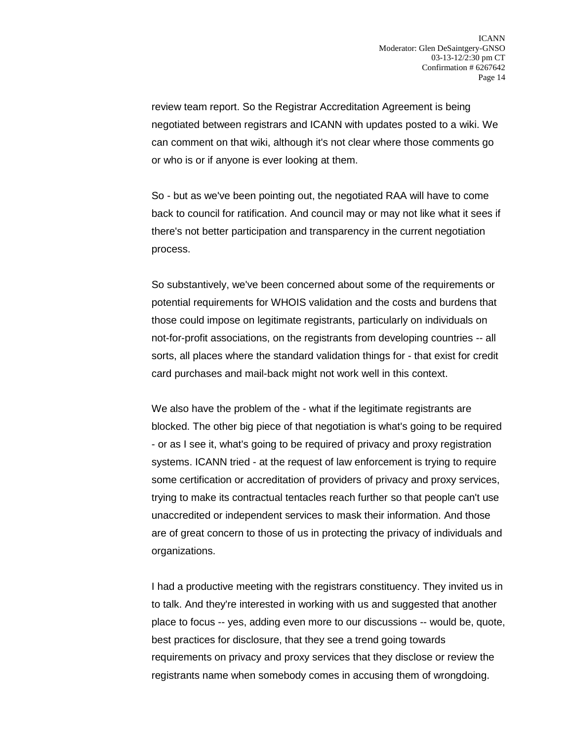review team report. So the Registrar Accreditation Agreement is being negotiated between registrars and ICANN with updates posted to a wiki. We can comment on that wiki, although it's not clear where those comments go or who is or if anyone is ever looking at them.

So - but as we've been pointing out, the negotiated RAA will have to come back to council for ratification. And council may or may not like what it sees if there's not better participation and transparency in the current negotiation process.

So substantively, we've been concerned about some of the requirements or potential requirements for WHOIS validation and the costs and burdens that those could impose on legitimate registrants, particularly on individuals on not-for-profit associations, on the registrants from developing countries -- all sorts, all places where the standard validation things for - that exist for credit card purchases and mail-back might not work well in this context.

We also have the problem of the - what if the legitimate registrants are blocked. The other big piece of that negotiation is what's going to be required - or as I see it, what's going to be required of privacy and proxy registration systems. ICANN tried - at the request of law enforcement is trying to require some certification or accreditation of providers of privacy and proxy services, trying to make its contractual tentacles reach further so that people can't use unaccredited or independent services to mask their information. And those are of great concern to those of us in protecting the privacy of individuals and organizations.

I had a productive meeting with the registrars constituency. They invited us in to talk. And they're interested in working with us and suggested that another place to focus -- yes, adding even more to our discussions -- would be, quote, best practices for disclosure, that they see a trend going towards requirements on privacy and proxy services that they disclose or review the registrants name when somebody comes in accusing them of wrongdoing.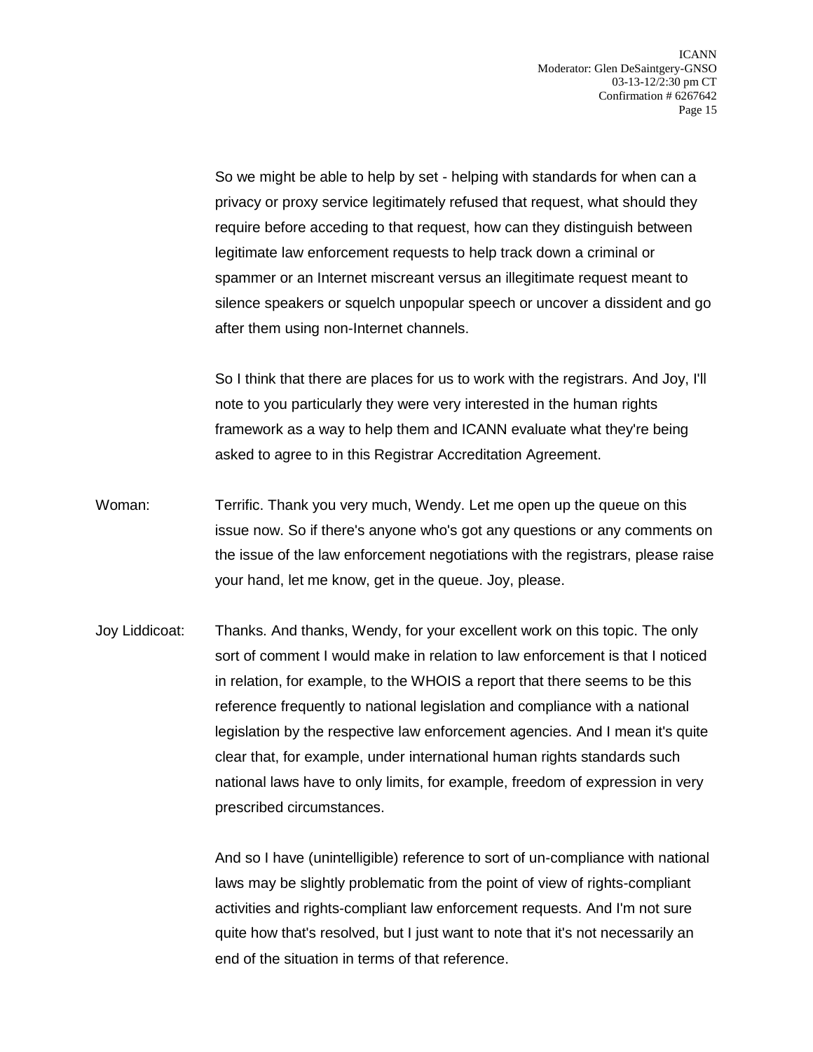So we might be able to help by set - helping with standards for when can a privacy or proxy service legitimately refused that request, what should they require before acceding to that request, how can they distinguish between legitimate law enforcement requests to help track down a criminal or spammer or an Internet miscreant versus an illegitimate request meant to silence speakers or squelch unpopular speech or uncover a dissident and go after them using non-Internet channels.

So I think that there are places for us to work with the registrars. And Joy, I'll note to you particularly they were very interested in the human rights framework as a way to help them and ICANN evaluate what they're being asked to agree to in this Registrar Accreditation Agreement.

Woman: Terrific. Thank you very much, Wendy. Let me open up the queue on this issue now. So if there's anyone who's got any questions or any comments on the issue of the law enforcement negotiations with the registrars, please raise your hand, let me know, get in the queue. Joy, please.

Joy Liddicoat: Thanks. And thanks, Wendy, for your excellent work on this topic. The only sort of comment I would make in relation to law enforcement is that I noticed in relation, for example, to the WHOIS a report that there seems to be this reference frequently to national legislation and compliance with a national legislation by the respective law enforcement agencies. And I mean it's quite clear that, for example, under international human rights standards such national laws have to only limits, for example, freedom of expression in very prescribed circumstances.

And so I have (unintelligible) reference to sort of un-compliance with national laws may be slightly problematic from the point of view of rights-compliant activities and rights-compliant law enforcement requests. And I'm not sure quite how that's resolved, but I just want to note that it's not necessarily an end of the situation in terms of that reference.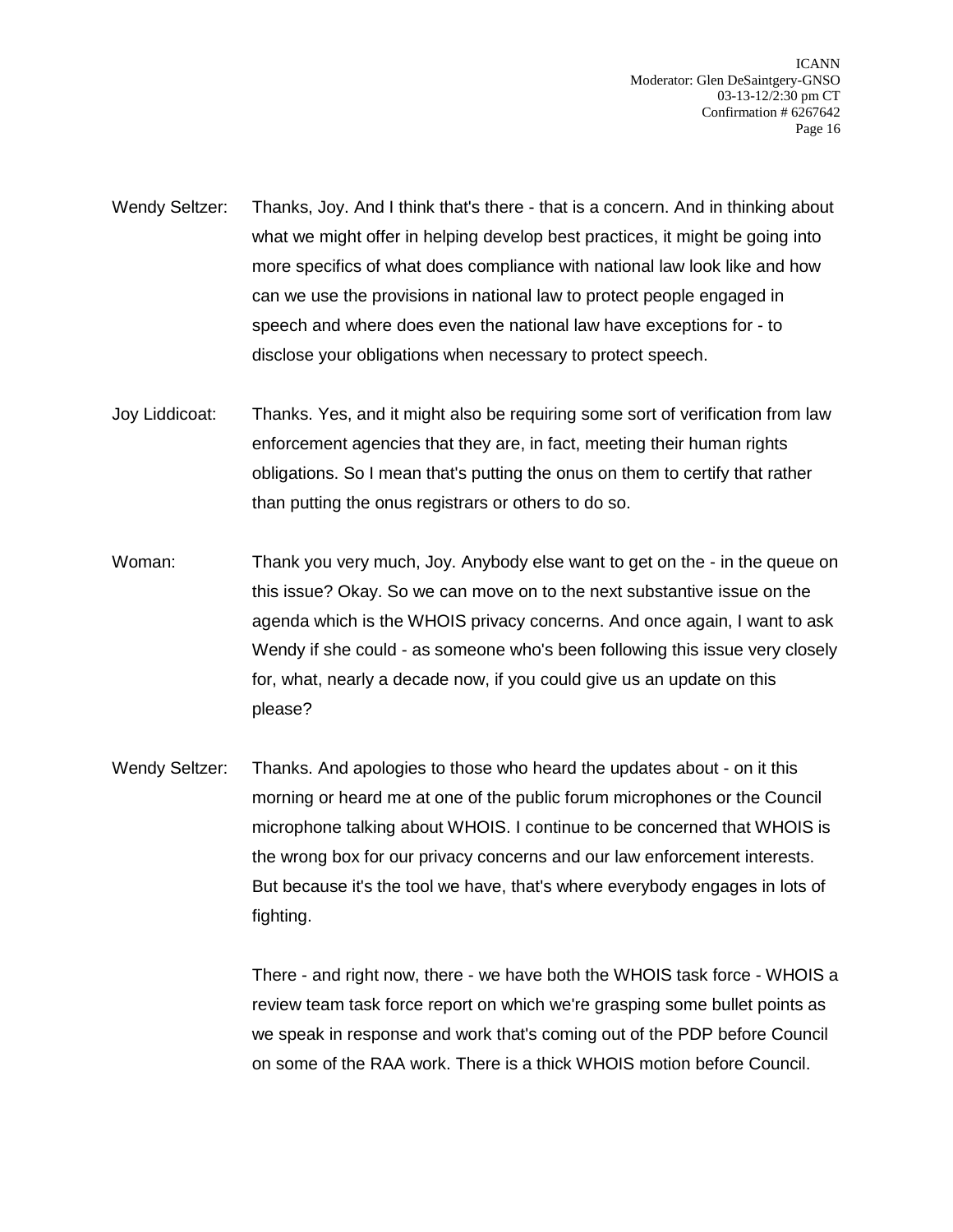Wendy Seltzer: Thanks, Joy. And I think that's there - that is a concern. And in thinking about what we might offer in helping develop best practices, it might be going into more specifics of what does compliance with national law look like and how can we use the provisions in national law to protect people engaged in speech and where does even the national law have exceptions for - to disclose your obligations when necessary to protect speech.

Joy Liddicoat: Thanks. Yes, and it might also be requiring some sort of verification from law enforcement agencies that they are, in fact, meeting their human rights obligations. So I mean that's putting the onus on them to certify that rather than putting the onus registrars or others to do so.

Woman: Thank you very much, Joy. Anybody else want to get on the - in the queue on this issue? Okay. So we can move on to the next substantive issue on the agenda which is the WHOIS privacy concerns. And once again, I want to ask Wendy if she could - as someone who's been following this issue very closely for, what, nearly a decade now, if you could give us an update on this please?

Wendy Seltzer: Thanks. And apologies to those who heard the updates about - on it this morning or heard me at one of the public forum microphones or the Council microphone talking about WHOIS. I continue to be concerned that WHOIS is the wrong box for our privacy concerns and our law enforcement interests. But because it's the tool we have, that's where everybody engages in lots of fighting.

There - and right now, there - we have both the WHOIS task force - WHOIS a review team task force report on which we're grasping some bullet points as we speak in response and work that's coming out of the PDP before Council on some of the RAA work. There is a thick WHOIS motion before Council.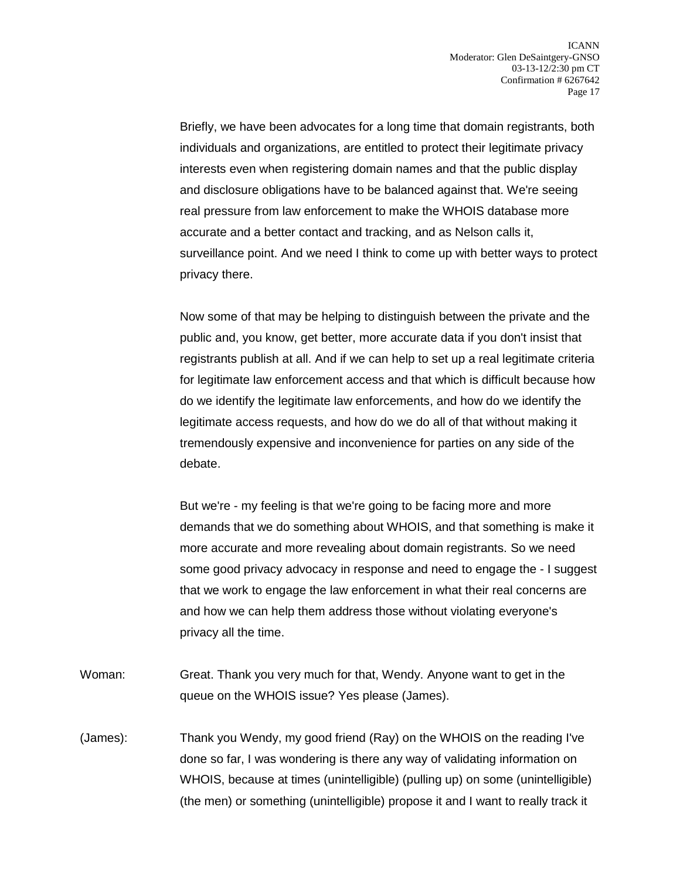Briefly, we have been advocates for a long time that domain registrants, both individuals and organizations, are entitled to protect their legitimate privacy interests even when registering domain names and that the public display and disclosure obligations have to be balanced against that. We're seeing real pressure from law enforcement to make the WHOIS database more accurate and a better contact and tracking, and as Nelson calls it, surveillance point. And we need I think to come up with better ways to protect privacy there.

Now some of that may be helping to distinguish between the private and the public and, you know, get better, more accurate data if you don't insist that registrants publish at all. And if we can help to set up a real legitimate criteria for legitimate law enforcement access and that which is difficult because how do we identify the legitimate law enforcements, and how do we identify the legitimate access requests, and how do we do all of that without making it tremendously expensive and inconvenience for parties on any side of the debate.

But we're - my feeling is that we're going to be facing more and more demands that we do something about WHOIS, and that something is make it more accurate and more revealing about domain registrants. So we need some good privacy advocacy in response and need to engage the - I suggest that we work to engage the law enforcement in what their real concerns are and how we can help them address those without violating everyone's privacy all the time.

Woman: Great. Thank you very much for that, Wendy. Anyone want to get in the queue on the WHOIS issue? Yes please (James).

(James): Thank you Wendy, my good friend (Ray) on the WHOIS on the reading I've done so far, I was wondering is there any way of validating information on WHOIS, because at times (unintelligible) (pulling up) on some (unintelligible) (the men) or something (unintelligible) propose it and I want to really track it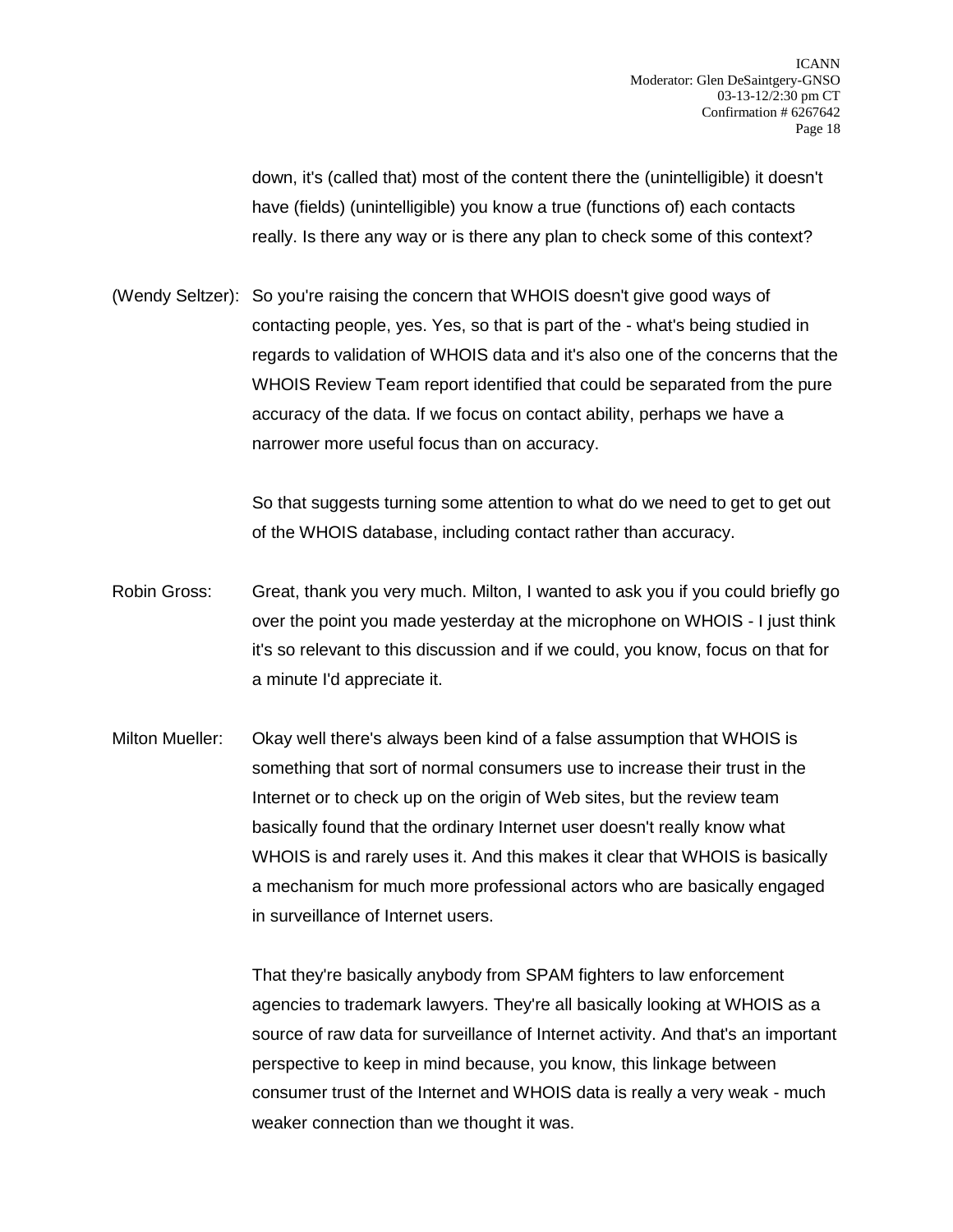down, it's (called that) most of the content there the (unintelligible) it doesn't have (fields) (unintelligible) you know a true (functions of) each contacts really. Is there any way or is there any plan to check some of this context?

(Wendy Seltzer): So you're raising the concern that WHOIS doesn't give good ways of contacting people, yes. Yes, so that is part of the - what's being studied in regards to validation of WHOIS data and it's also one of the concerns that the WHOIS Review Team report identified that could be separated from the pure accuracy of the data. If we focus on contact ability, perhaps we have a narrower more useful focus than on accuracy.

So that suggests turning some attention to what do we need to get to get out of the WHOIS database, including contact rather than accuracy.

Robin Gross: Great, thank you very much. Milton, I wanted to ask you if you could briefly go over the point you made yesterday at the microphone on WHOIS - I just think it's so relevant to this discussion and if we could, you know, focus on that for a minute I'd appreciate it.

Milton Mueller: Okay well there's always been kind of a false assumption that WHOIS is something that sort of normal consumers use to increase their trust in the Internet or to check up on the origin of Web sites, but the review team basically found that the ordinary Internet user doesn't really know what WHOIS is and rarely uses it. And this makes it clear that WHOIS is basically a mechanism for much more professional actors who are basically engaged in surveillance of Internet users.

That they're basically anybody from SPAM fighters to law enforcement agencies to trademark lawyers. They're all basically looking at WHOIS as a source of raw data for surveillance of Internet activity. And that's an important perspective to keep in mind because, you know, this linkage between consumer trust of the Internet and WHOIS data is really a very weak - much weaker connection than we thought it was.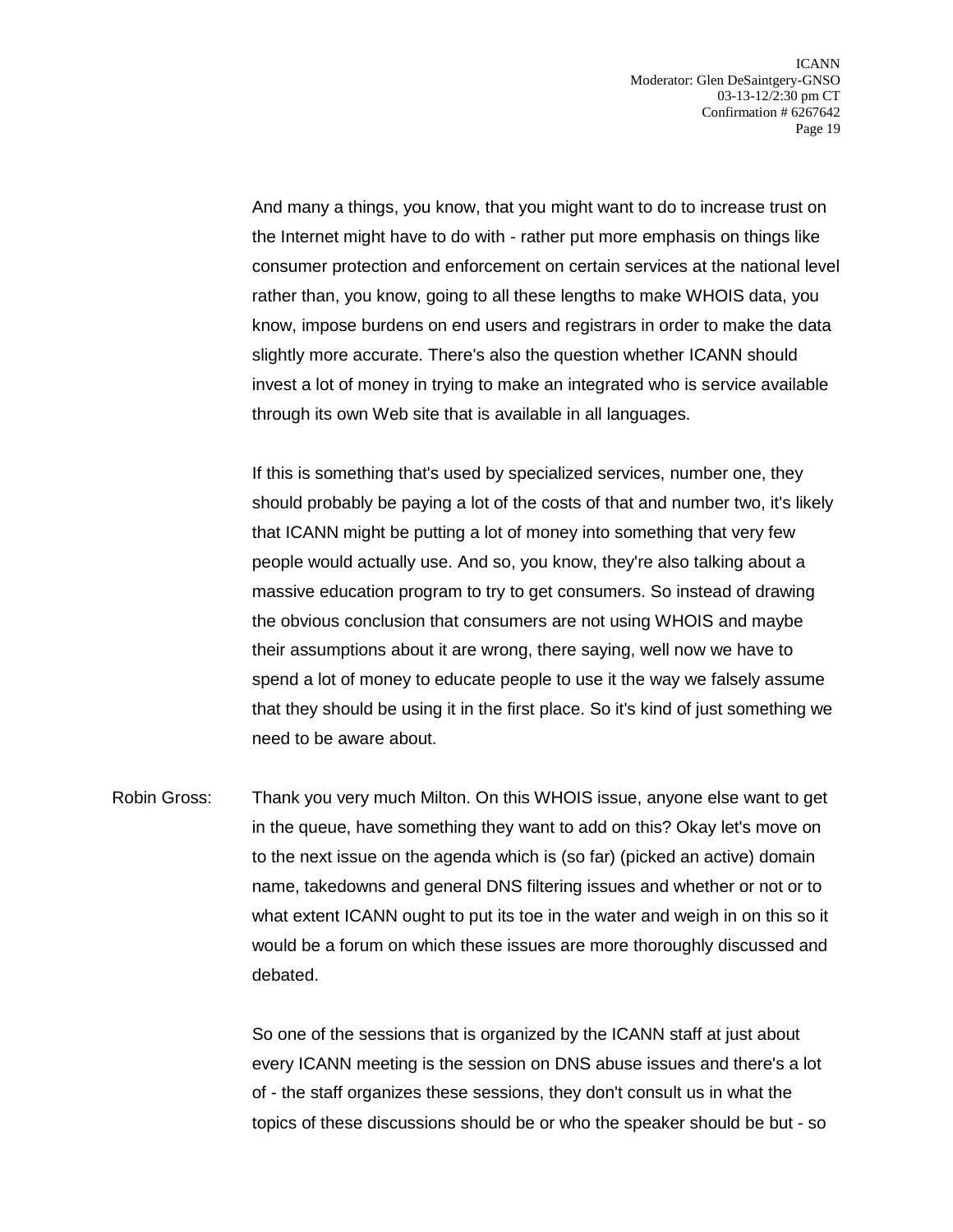And many a things, you know, that you might want to do to increase trust on the Internet might have to do with - rather put more emphasis on things like consumer protection and enforcement on certain services at the national level rather than, you know, going to all these lengths to make WHOIS data, you know, impose burdens on end users and registrars in order to make the data slightly more accurate. There's also the question whether ICANN should invest a lot of money in trying to make an integrated who is service available through its own Web site that is available in all languages.

If this is something that's used by specialized services, number one, they should probably be paying a lot of the costs of that and number two, it's likely that ICANN might be putting a lot of money into something that very few people would actually use. And so, you know, they're also talking about a massive education program to try to get consumers. So instead of drawing the obvious conclusion that consumers are not using WHOIS and maybe their assumptions about it are wrong, there saying, well now we have to spend a lot of money to educate people to use it the way we falsely assume that they should be using it in the first place. So it's kind of just something we need to be aware about.

Robin Gross: Thank you very much Milton. On this WHOIS issue, anyone else want to get in the queue, have something they want to add on this? Okay let's move on to the next issue on the agenda which is (so far) (picked an active) domain name, takedowns and general DNS filtering issues and whether or not or to what extent ICANN ought to put its toe in the water and weigh in on this so it would be a forum on which these issues are more thoroughly discussed and debated.

So one of the sessions that is organized by the ICANN staff at just about every ICANN meeting is the session on DNS abuse issues and there's a lot of - the staff organizes these sessions, they don't consult us in what the topics of these discussions should be or who the speaker should be but - so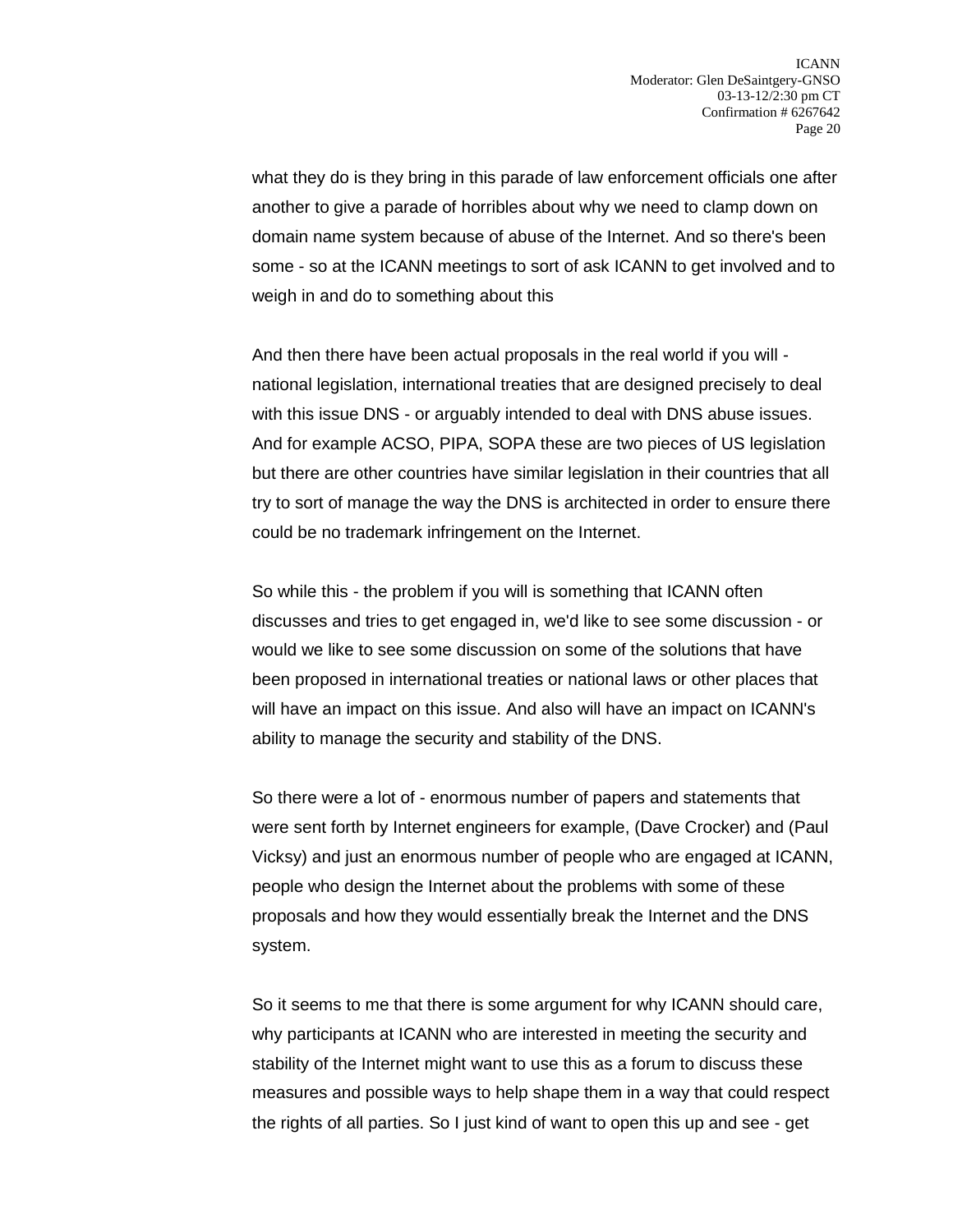what they do is they bring in this parade of law enforcement officials one after another to give a parade of horribles about why we need to clamp down on domain name system because of abuse of the Internet. And so there's been some - so at the ICANN meetings to sort of ask ICANN to get involved and to weigh in and do to something about this

And then there have been actual proposals in the real world if you will - national legislation, international treaties that are designed precisely to deal with this issue DNS - or arguably intended to deal with DNS abuse issues. And for example ACSO, PIPA, SOPA these are two pieces of US legislation but there are other countries have similar legislation in their countries that all try to sort of manage the way the DNS is architected in order to ensure there could be no trademark infringement on the Internet.

So while this - the problem if you will is something that ICANN often discusses and tries to get engaged in, we'd like to see some discussion - or would we like to see some discussion on some of the solutions that have been proposed in international treaties or national laws or other places that will have an impact on this issue. And also will have an impact on ICANN's ability to manage the security and stability of the DNS.

So there were a lot of - enormous number of papers and statements that were sent forth by Internet engineers for example, (Dave Crocker) and (Paul Vicksy) and just an enormous number of people who are engaged at ICANN, people who design the Internet about the problems with some of these proposals and how they would essentially break the Internet and the DNS system.

So it seems to me that there is some argument for why ICANN should care, why participants at ICANN who are interested in meeting the security and stability of the Internet might want to use this as a forum to discuss these measures and possible ways to help shape them in a way that could respect the rights of all parties. So I just kind of want to open this up and see - get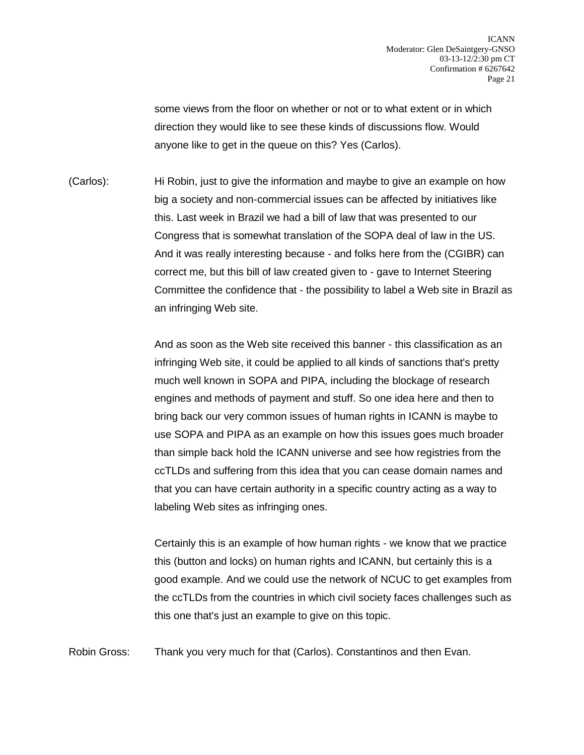some views from the floor on whether or not or to what extent or in which direction they would like to see these kinds of discussions flow. Would anyone like to get in the queue on this? Yes (Carlos).

(Carlos): Hi Robin, just to give the information and maybe to give an example on how big a society and non-commercial issues can be affected by initiatives like this. Last week in Brazil we had a bill of law that was presented to our Congress that is somewhat translation of the SOPA deal of law in the US. And it was really interesting because - and folks here from the (CGIBR) can correct me, but this bill of law created given to - gave to Internet Steering Committee the confidence that - the possibility to label a Web site in Brazil as an infringing Web site.

And as soon as the Web site received this banner - this classification as an infringing Web site, it could be applied to all kinds of sanctions that's pretty much well known in SOPA and PIPA, including the blockage of research engines and methods of payment and stuff. So one idea here and then to bring back our very common issues of human rights in ICANN is maybe to use SOPA and PIPA as an example on how this issues goes much broader than simple back hold the ICANN universe and see how registries from the ccTLDs and suffering from this idea that you can cease domain names and that you can have certain authority in a specific country acting as a way to labeling Web sites as infringing ones.

Certainly this is an example of how human rights - we know that we practice this (button and locks) on human rights and ICANN, but certainly this is a good example. And we could use the network of NCUC to get examples from the ccTLDs from the countries in which civil society faces challenges such as this one that's just an example to give on this topic.

Robin Gross: Thank you very much for that (Carlos). Constantinos and then Evan.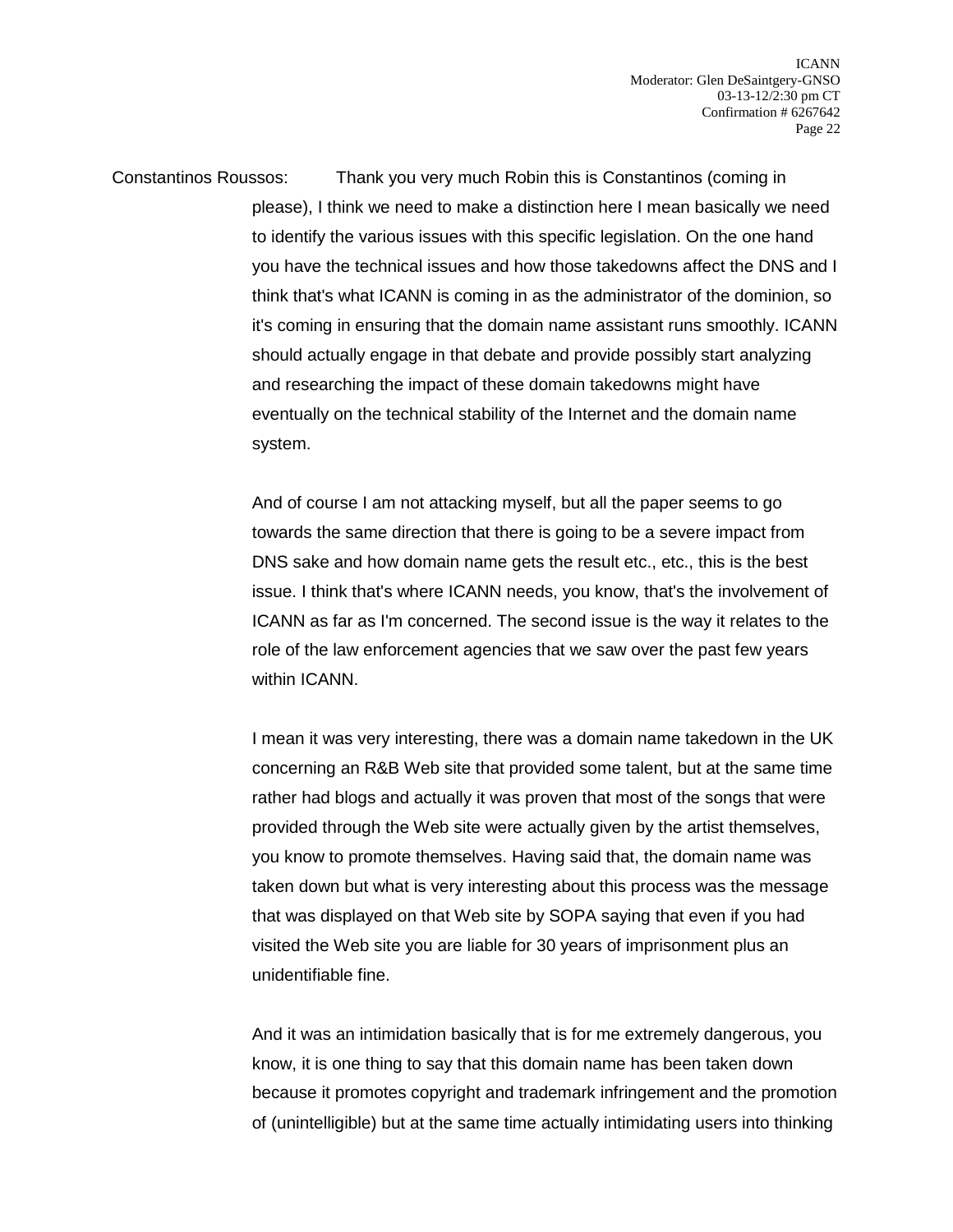Constantinos Roussos: Thank you very much Robin this is Constantinos (coming in please), I think we need to make a distinction here I mean basically we need to identify the various issues with this specific legislation. On the one hand you have the technical issues and how those takedowns affect the DNS and I think that's what ICANN is coming in as the administrator of the dominion, so it's coming in ensuring that the domain name assistant runs smoothly. ICANN should actually engage in that debate and provide possibly start analyzing and researching the impact of these domain takedowns might have eventually on the technical stability of the Internet and the domain name system.

And of course I am not attacking myself, but all the paper seems to go towards the same direction that there is going to be a severe impact from DNS sake and how domain name gets the result etc., etc., this is the best issue. I think that's where ICANN needs, you know, that's the involvement of ICANN as far as I'm concerned. The second issue is the way it relates to the role of the law enforcement agencies that we saw over the past few years within ICANN.

I mean it was very interesting, there was a domain name takedown in the UK concerning an R&B Web site that provided some talent, but at the same time rather had blogs and actually it was proven that most of the songs that were provided through the Web site were actually given by the artist themselves, you know to promote themselves. Having said that, the domain name was taken down but what is very interesting about this process was the message that was displayed on that Web site by SOPA saying that even if you had visited the Web site you are liable for 30 years of imprisonment plus an unidentifiable fine.

And it was an intimidation basically that is for me extremely dangerous, you know, it is one thing to say that this domain name has been taken down because it promotes copyright and trademark infringement and the promotion of (unintelligible) but at the same time actually intimidating users into thinking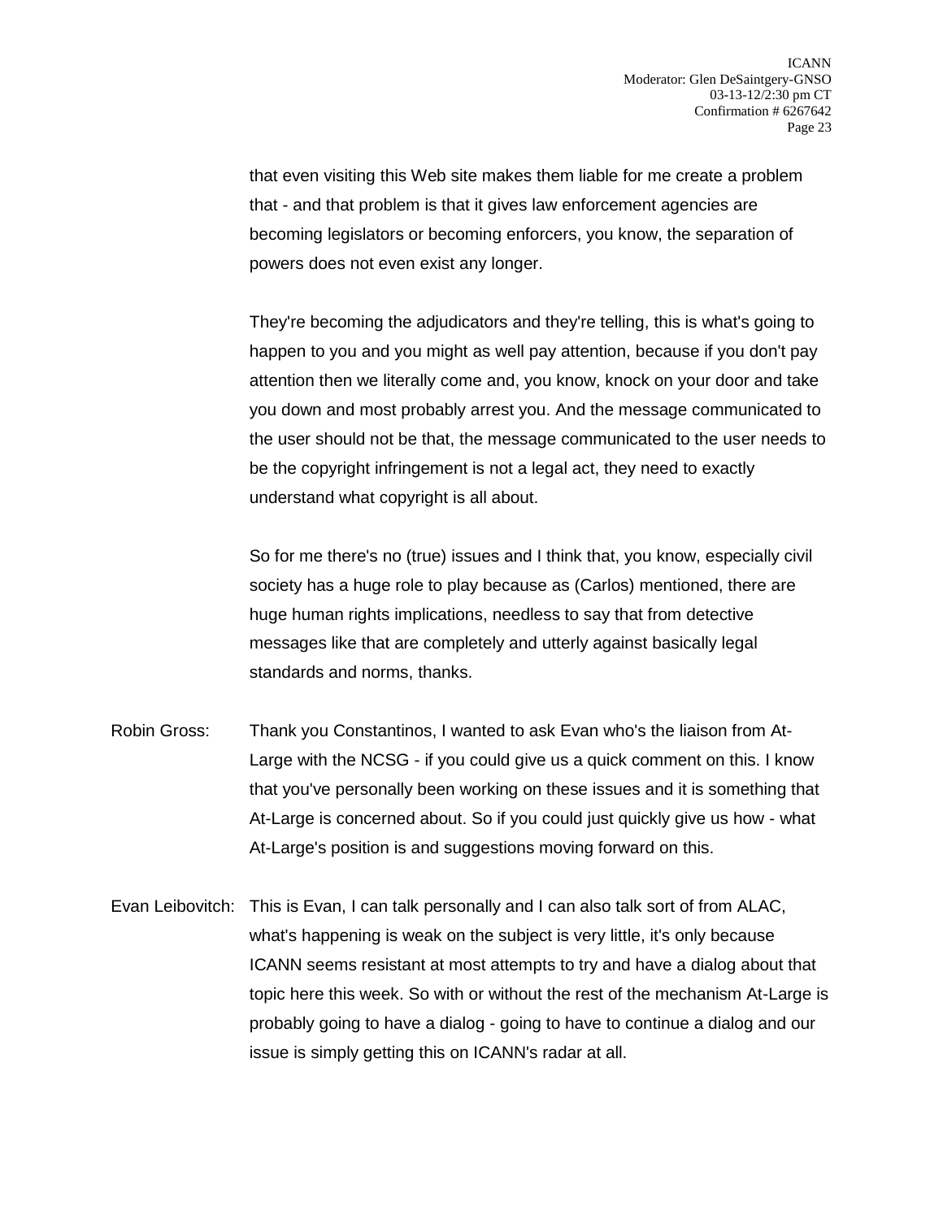that even visiting this Web site makes them liable for me create a problem that - and that problem is that it gives law enforcement agencies are becoming legislators or becoming enforcers, you know, the separation of powers does not even exist any longer.

They're becoming the adjudicators and they're telling, this is what's going to happen to you and you might as well pay attention, because if you don't pay attention then we literally come and, you know, knock on your door and take you down and most probably arrest you. And the message communicated to the user should not be that, the message communicated to the user needs to be the copyright infringement is not a legal act, they need to exactly understand what copyright is all about.

So for me there's no (true) issues and I think that, you know, especially civil society has a huge role to play because as (Carlos) mentioned, there are huge human rights implications, needless to say that from detective messages like that are completely and utterly against basically legal standards and norms, thanks.

Robin Gross: Thank you Constantinos, I wanted to ask Evan who's the liaison from At-Large with the NCSG - if you could give us a quick comment on this. I know that you've personally been working on these issues and it is something that At-Large is concerned about. So if you could just quickly give us how - what At-Large's position is and suggestions moving forward on this.

Evan Leibovitch: This is Evan, I can talk personally and I can also talk sort of from ALAC, what's happening is weak on the subject is very little, it's only because ICANN seems resistant at most attempts to try and have a dialog about that topic here this week. So with or without the rest of the mechanism At-Large is probably going to have a dialog - going to have to continue a dialog and our issue is simply getting this on ICANN's radar at all.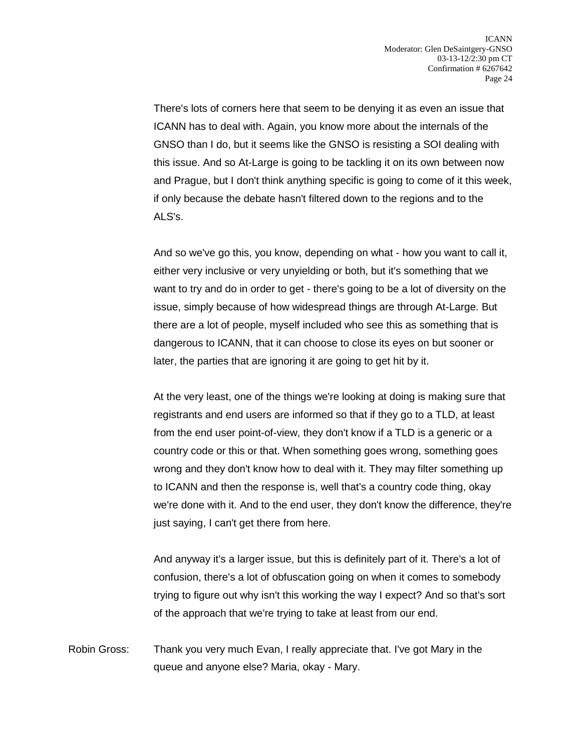There's lots of corners here that seem to be denying it as even an issue that ICANN has to deal with. Again, you know more about the internals of the GNSO than I do, but it seems like the GNSO is resisting a SOI dealing with this issue. And so At-Large is going to be tackling it on its own between now and Prague, but I don't think anything specific is going to come of it this week, if only because the debate hasn't filtered down to the regions and to the ALS's.

And so we've go this, you know, depending on what - how you want to call it, either very inclusive or very unyielding or both, but it's something that we want to try and do in order to get - there's going to be a lot of diversity on the issue, simply because of how widespread things are through At-Large. But there are a lot of people, myself included who see this as something that is dangerous to ICANN, that it can choose to close its eyes on but sooner or later, the parties that are ignoring it are going to get hit by it.

At the very least, one of the things we're looking at doing is making sure that registrants and end users are informed so that if they go to a TLD, at least from the end user point-of-view, they don't know if a TLD is a generic or a country code or this or that. When something goes wrong, something goes wrong and they don't know how to deal with it. They may filter something up to ICANN and then the response is, well that's a country code thing, okay we're done with it. And to the end user, they don't know the difference, they're just saying, I can't get there from here.

And anyway it's a larger issue, but this is definitely part of it. There's a lot of confusion, there's a lot of obfuscation going on when it comes to somebody trying to figure out why isn't this working the way I expect? And so that's sort of the approach that we're trying to take at least from our end.

Robin Gross: Thank you very much Evan, I really appreciate that. I've got Mary in the queue and anyone else? Maria, okay - Mary.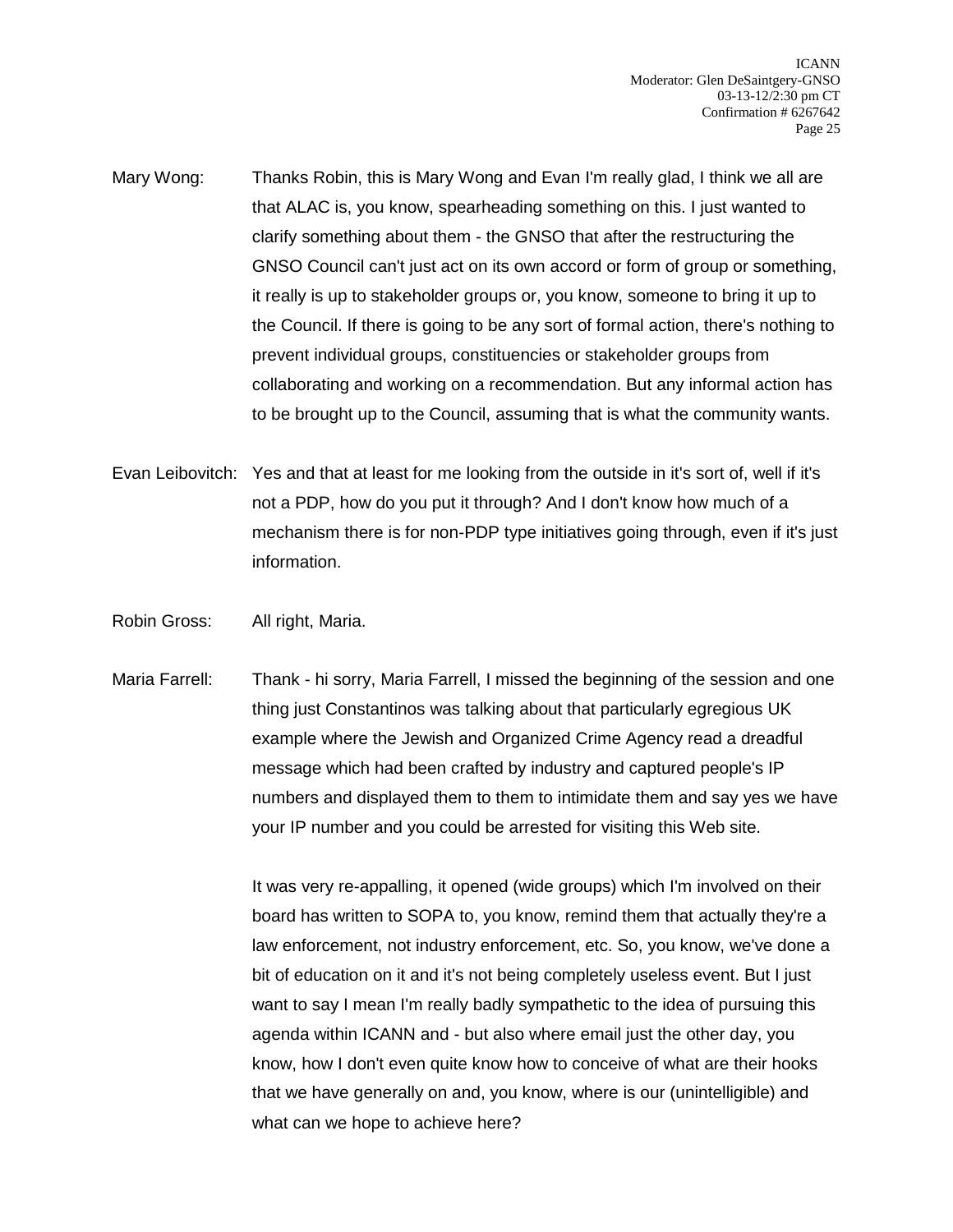Mary Wong: Thanks Robin, this is Mary Wong and Evan I'm really glad, I think we all are that ALAC is, you know, spearheading something on this. I just wanted to clarify something about them - the GNSO that after the restructuring the GNSO Council can't just act on its own accord or form of group or something, it really is up to stakeholder groups or, you know, someone to bring it up to the Council. If there is going to be any sort of formal action, there's nothing to prevent individual groups, constituencies or stakeholder groups from collaborating and working on a recommendation. But any informal action has to be brought up to the Council, assuming that is what the community wants.

Evan Leibovitch: Yes and that at least for me looking from the outside in it's sort of, well if it's not a PDP, how do you put it through? And I don't know how much of a mechanism there is for non-PDP type initiatives going through, even if it's just information.

Robin Gross: All right, Maria.

Maria Farrell: Thank - hi sorry, Maria Farrell, I missed the beginning of the session and one thing just Constantinos was talking about that particularly egregious UK example where the Jewish and Organized Crime Agency read a dreadful message which had been crafted by industry and captured people's IP numbers and displayed them to them to intimidate them and say yes we have your IP number and you could be arrested for visiting this Web site.

It was very re-appalling, it opened (wide groups) which I'm involved on their board has written to SOPA to, you know, remind them that actually they're a law enforcement, not industry enforcement, etc. So, you know, we've done a bit of education on it and it's not being completely useless event. But I just want to say I mean I'm really badly sympathetic to the idea of pursuing this agenda within ICANN and - but also where email just the other day, you know, how I don't even quite know how to conceive of what are their hooks that we have generally on and, you know, where is our (unintelligible) and what can we hope to achieve here?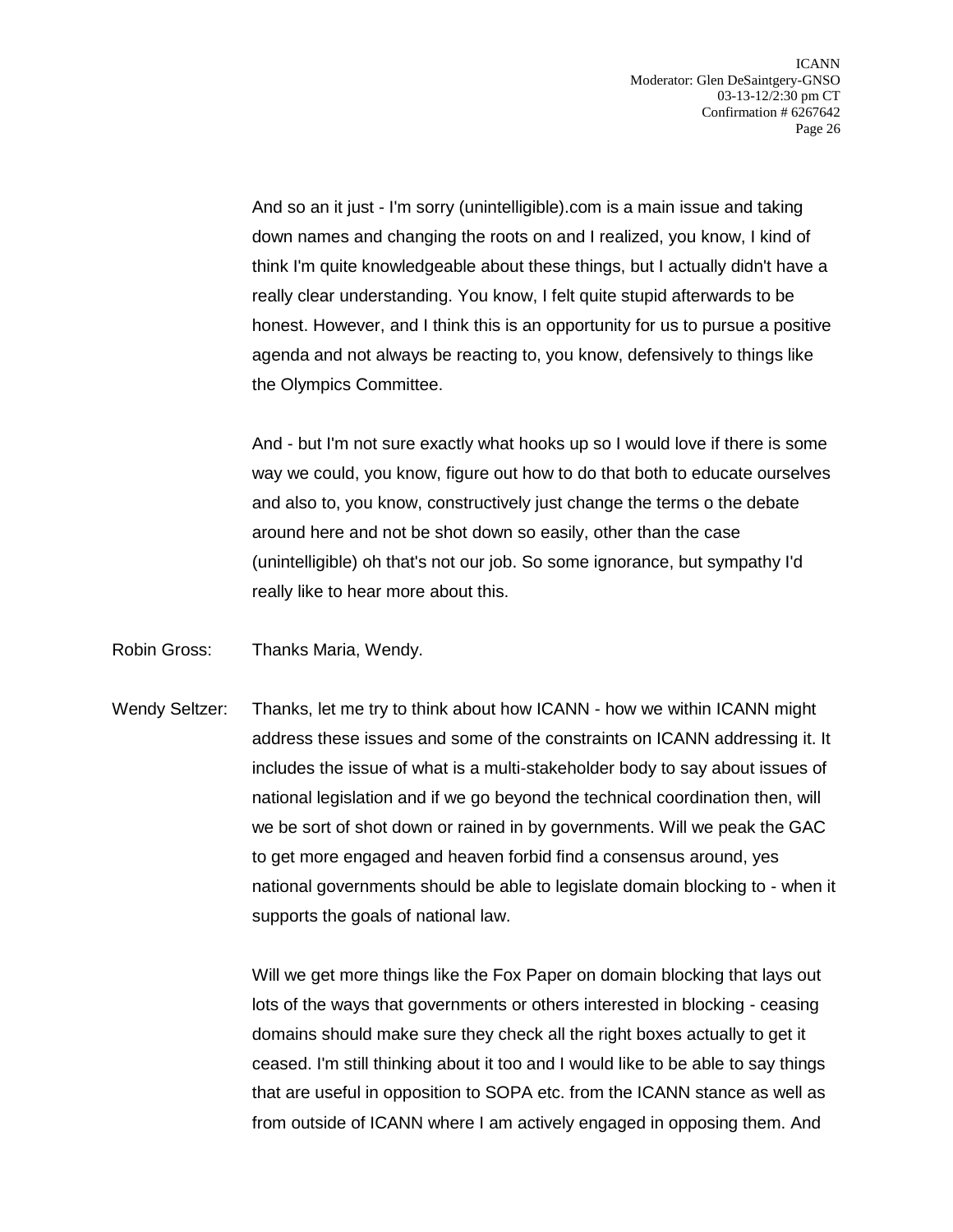And so an it just - I'm sorry (unintelligible).com is a main issue and taking down names and changing the roots on and I realized, you know, I kind of think I'm quite knowledgeable about these things, but I actually didn't have a really clear understanding. You know, I felt quite stupid afterwards to be honest. However, and I think this is an opportunity for us to pursue a positive agenda and not always be reacting to, you know, defensively to things like the Olympics Committee.

And - but I'm not sure exactly what hooks up so I would love if there is some way we could, you know, figure out how to do that both to educate ourselves and also to, you know, constructively just change the terms o the debate around here and not be shot down so easily, other than the case (unintelligible) oh that's not our job. So some ignorance, but sympathy I'd really like to hear more about this.

Robin Gross: Thanks Maria, Wendy.

Wendy Seltzer: Thanks, let me try to think about how ICANN - how we within ICANN might address these issues and some of the constraints on ICANN addressing it. It includes the issue of what is a multi-stakeholder body to say about issues of national legislation and if we go beyond the technical coordination then, will we be sort of shot down or rained in by governments. Will we peak the GAC to get more engaged and heaven forbid find a consensus around, yes national governments should be able to legislate domain blocking to - when it supports the goals of national law.

Will we get more things like the Fox Paper on domain blocking that lays out lots of the ways that governments or others interested in blocking - ceasing domains should make sure they check all the right boxes actually to get it ceased. I'm still thinking about it too and I would like to be able to say things that are useful in opposition to SOPA etc. from the ICANN stance as well as from outside of ICANN where I am actively engaged in opposing them. And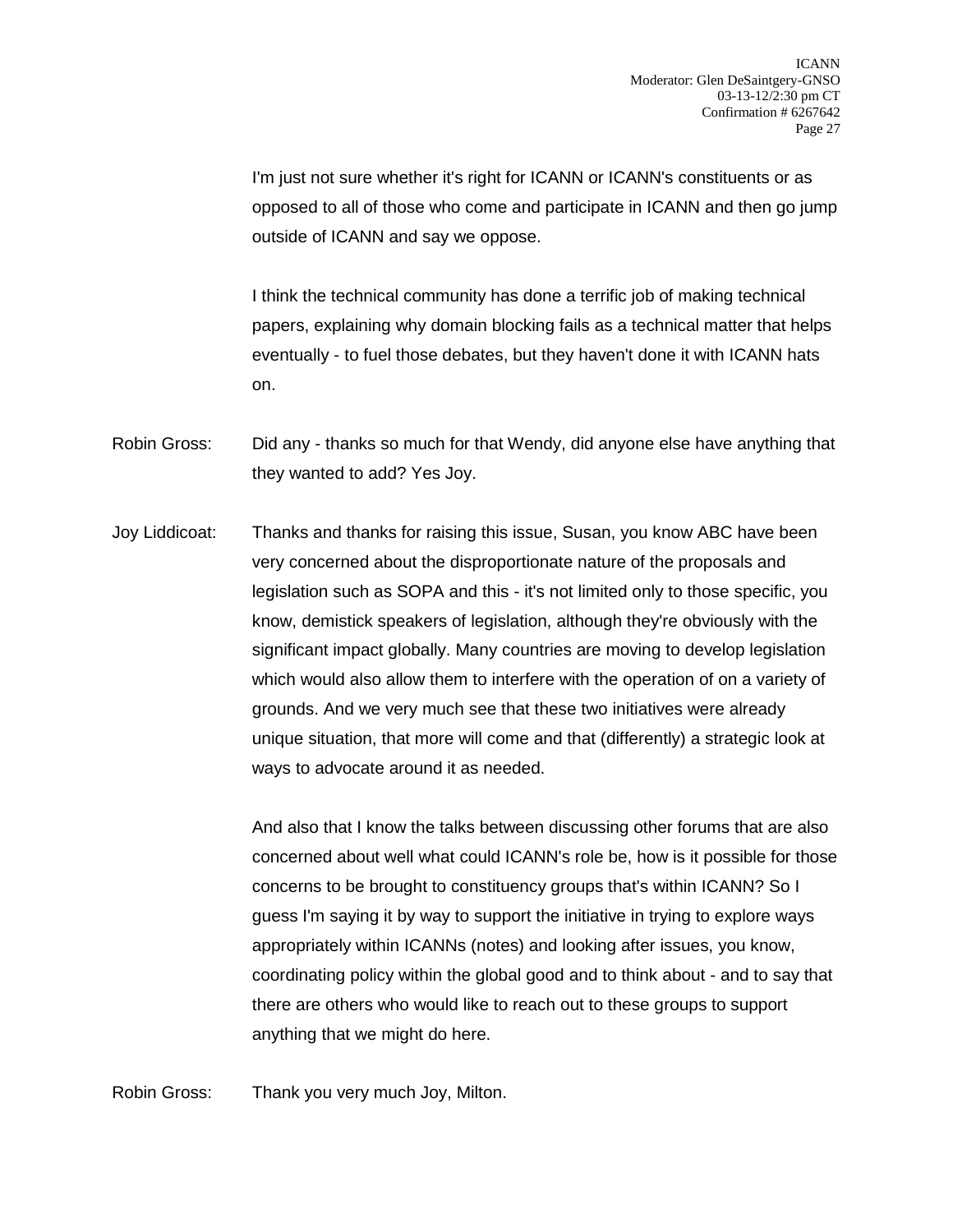I'm just not sure whether it's right for ICANN or ICANN's constituents or as opposed to all of those who come and participate in ICANN and then go jump outside of ICANN and say we oppose.

I think the technical community has done a terrific job of making technical papers, explaining why domain blocking fails as a technical matter that helps eventually - to fuel those debates, but they haven't done it with ICANN hats on.

Robin Gross: Did any - thanks so much for that Wendy, did anyone else have anything that they wanted to add? Yes Joy.

Joy Liddicoat: Thanks and thanks for raising this issue, Susan, you know ABC have been very concerned about the disproportionate nature of the proposals and legislation such as SOPA and this - it's not limited only to those specific, you know, demistick speakers of legislation, although they're obviously with the significant impact globally. Many countries are moving to develop legislation which would also allow them to interfere with the operation of on a variety of grounds. And we very much see that these two initiatives were already unique situation, that more will come and that (differently) a strategic look at ways to advocate around it as needed.

And also that I know the talks between discussing other forums that are also concerned about well what could ICANN's role be, how is it possible for those concerns to be brought to constituency groups that's within ICANN? So I guess I'm saying it by way to support the initiative in trying to explore ways appropriately within ICANNs (notes) and looking after issues, you know, coordinating policy within the global good and to think about - and to say that there are others who would like to reach out to these groups to support anything that we might do here.

Robin Gross: Thank you very much Joy, Milton.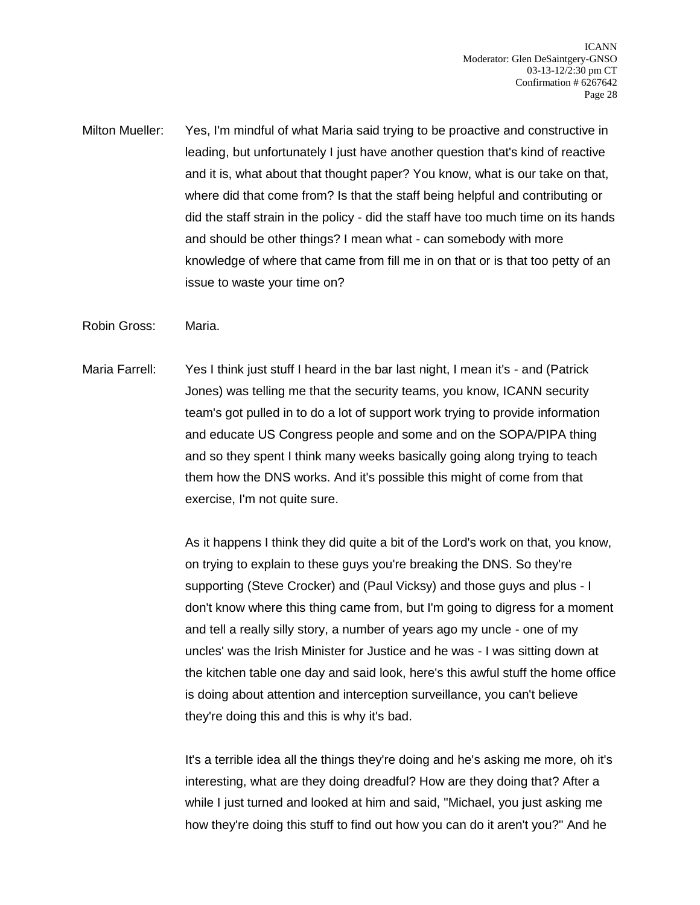Milton Mueller: Yes, I'm mindful of what Maria said trying to be proactive and constructive in leading, but unfortunately I just have another question that's kind of reactive and it is, what about that thought paper? You know, what is our take on that, where did that come from? Is that the staff being helpful and contributing or did the staff strain in the policy - did the staff have too much time on its hands and should be other things? I mean what - can somebody with more knowledge of where that came from fill me in on that or is that too petty of an issue to waste your time on?

Robin Gross: Maria.

Maria Farrell: Yes I think just stuff I heard in the bar last night, I mean it's - and (Patrick Jones) was telling me that the security teams, you know, ICANN security team's got pulled in to do a lot of support work trying to provide information and educate US Congress people and some and on the SOPA/PIPA thing and so they spent I think many weeks basically going along trying to teach them how the DNS works. And it's possible this might of come from that exercise, I'm not quite sure.

As it happens I think they did quite a bit of the Lord's work on that, you know, on trying to explain to these guys you're breaking the DNS. So they're supporting (Steve Crocker) and (Paul Vicksy) and those guys and plus - I don't know where this thing came from, but I'm going to digress for a moment and tell a really silly story, a number of years ago my uncle - one of my uncles' was the Irish Minister for Justice and he was - I was sitting down at the kitchen table one day and said look, here's this awful stuff the home office is doing about attention and interception surveillance, you can't believe they're doing this and this is why it's bad.

It's a terrible idea all the things they're doing and he's asking me more, oh it's interesting, what are they doing dreadful? How are they doing that? After a while I just turned and looked at him and said, "Michael, you just asking me how they're doing this stuff to find out how you can do it aren't you?" And he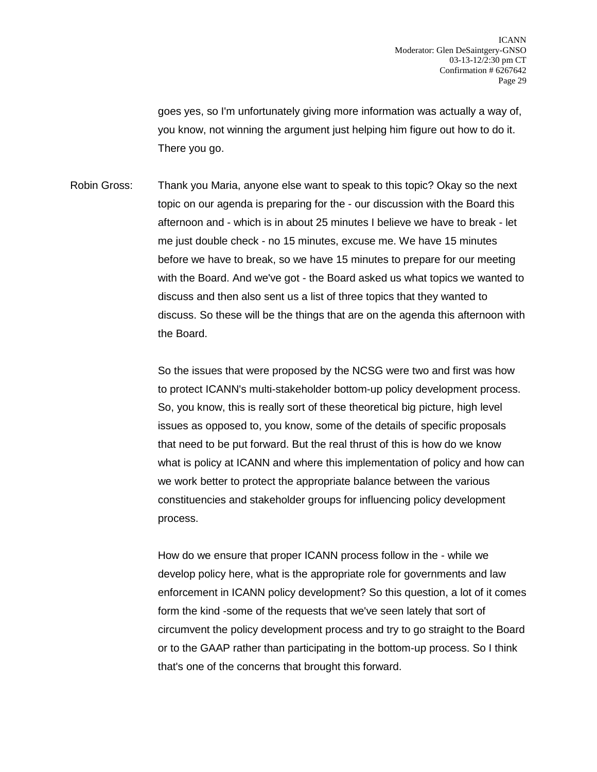goes yes, so I'm unfortunately giving more information was actually a way of, you know, not winning the argument just helping him figure out how to do it. There you go.

Robin Gross: Thank you Maria, anyone else want to speak to this topic? Okay so the next topic on our agenda is preparing for the - our discussion with the Board this afternoon and - which is in about 25 minutes I believe we have to break - let me just double check - no 15 minutes, excuse me. We have 15 minutes before we have to break, so we have 15 minutes to prepare for our meeting with the Board. And we've got - the Board asked us what topics we wanted to discuss and then also sent us a list of three topics that they wanted to discuss. So these will be the things that are on the agenda this afternoon with the Board.

So the issues that were proposed by the NCSG were two and first was how to protect ICANN's multi-stakeholder bottom-up policy development process. So, you know, this is really sort of these theoretical big picture, high level issues as opposed to, you know, some of the details of specific proposals that need to be put forward. But the real thrust of this is how do we know what is policy at ICANN and where this implementation of policy and how can we work better to protect the appropriate balance between the various constituencies and stakeholder groups for influencing policy development process.

How do we ensure that proper ICANN process follow in the - while we develop policy here, what is the appropriate role for governments and law enforcement in ICANN policy development? So this question, a lot of it comes form the kind -some of the requests that we've seen lately that sort of circumvent the policy development process and try to go straight to the Board or to the GAAP rather than participating in the bottom-up process. So I think that's one of the concerns that brought this forward.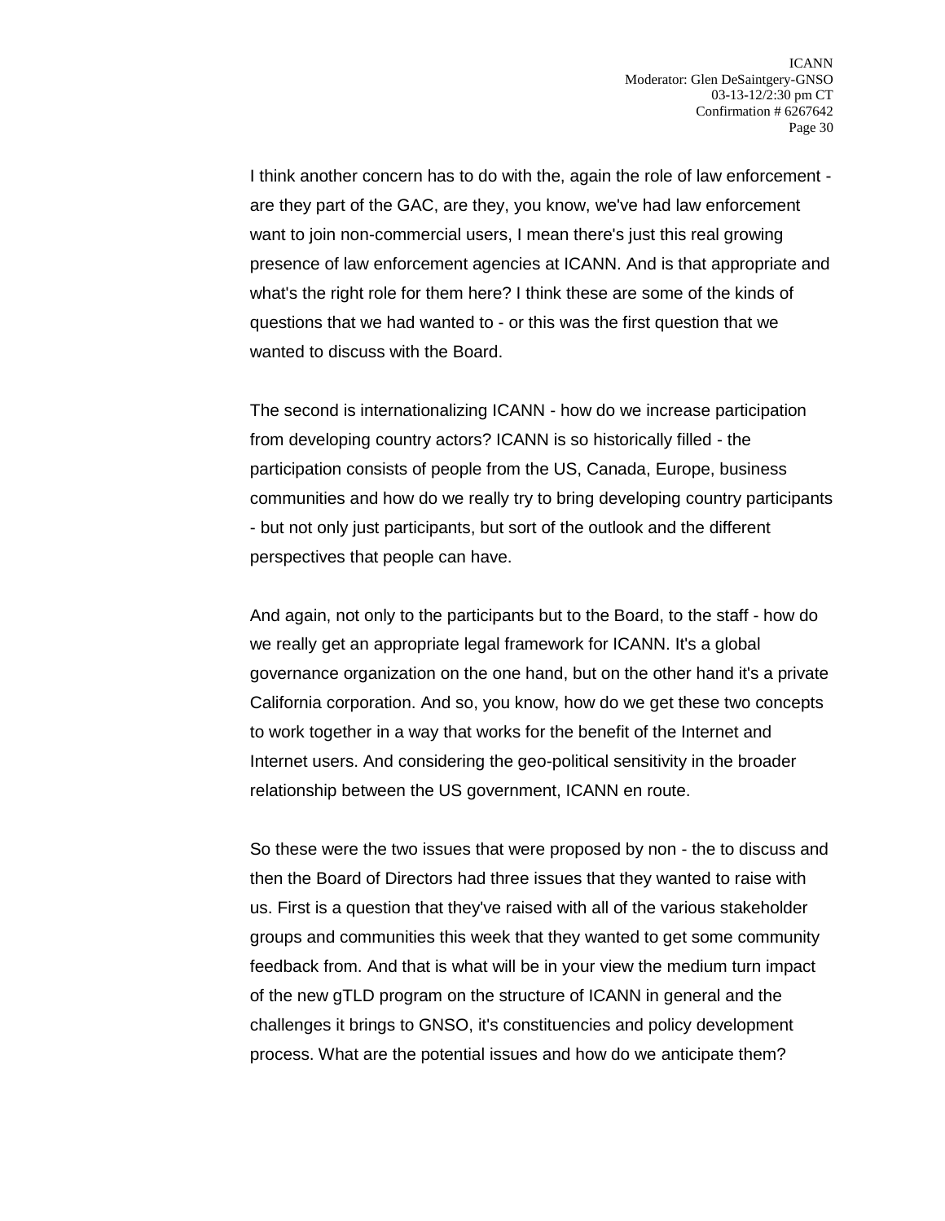I think another concern has to do with the, again the role of law enforcement - are they part of the GAC, are they, you know, we've had law enforcement want to join non-commercial users, I mean there's just this real growing presence of law enforcement agencies at ICANN. And is that appropriate and what's the right role for them here? I think these are some of the kinds of questions that we had wanted to - or this was the first question that we wanted to discuss with the Board.

The second is internationalizing ICANN - how do we increase participation from developing country actors? ICANN is so historically filled - the participation consists of people from the US, Canada, Europe, business communities and how do we really try to bring developing country participants - but not only just participants, but sort of the outlook and the different perspectives that people can have.

And again, not only to the participants but to the Board, to the staff - how do we really get an appropriate legal framework for ICANN. It's a global governance organization on the one hand, but on the other hand it's a private California corporation. And so, you know, how do we get these two concepts to work together in a way that works for the benefit of the Internet and Internet users. And considering the geo-political sensitivity in the broader relationship between the US government, ICANN en route.

So these were the two issues that were proposed by non - the to discuss and then the Board of Directors had three issues that they wanted to raise with us. First is a question that they've raised with all of the various stakeholder groups and communities this week that they wanted to get some community feedback from. And that is what will be in your view the medium turn impact of the new gTLD program on the structure of ICANN in general and the challenges it brings to GNSO, it's constituencies and policy development process. What are the potential issues and how do we anticipate them?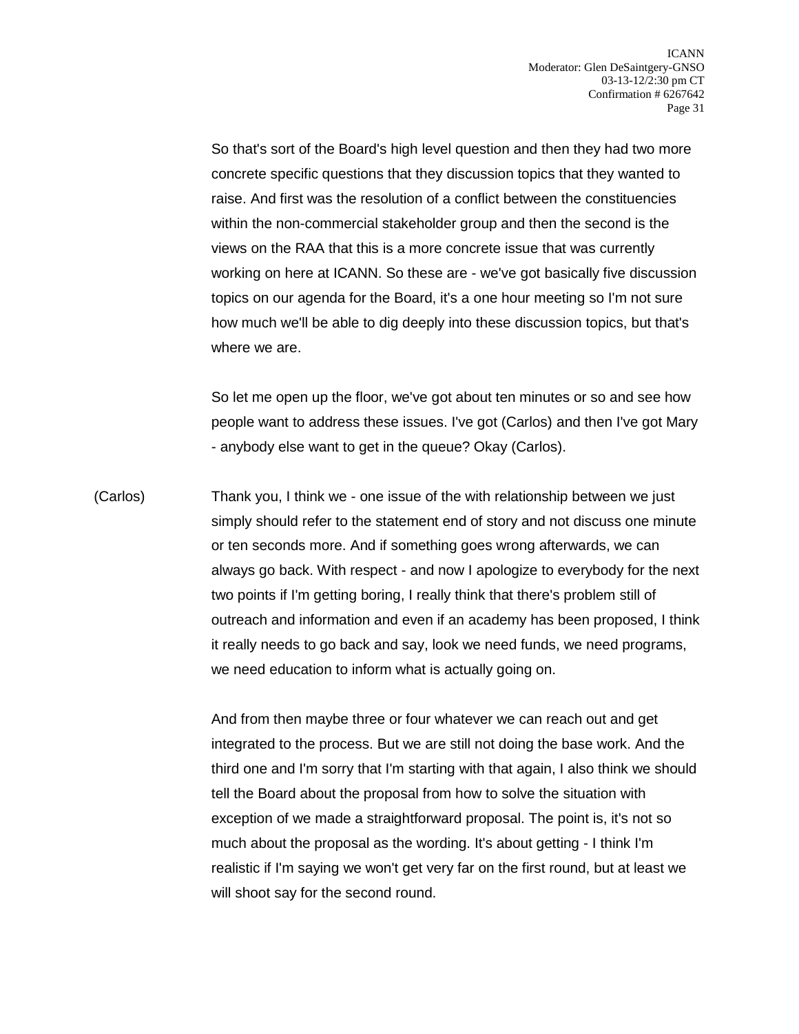So that's sort of the Board's high level question and then they had two more concrete specific questions that they discussion topics that they wanted to raise. And first was the resolution of a conflict between the constituencies within the non-commercial stakeholder group and then the second is the views on the RAA that this is a more concrete issue that was currently working on here at ICANN. So these are - we've got basically five discussion topics on our agenda for the Board, it's a one hour meeting so I'm not sure how much we'll be able to dig deeply into these discussion topics, but that's where we are.

So let me open up the floor, we've got about ten minutes or so and see how people want to address these issues. I've got (Carlos) and then I've got Mary - anybody else want to get in the queue? Okay (Carlos).

(Carlos) Thank you, I think we - one issue of the with relationship between we just simply should refer to the statement end of story and not discuss one minute or ten seconds more. And if something goes wrong afterwards, we can always go back. With respect - and now I apologize to everybody for the next two points if I'm getting boring, I really think that there's problem still of outreach and information and even if an academy has been proposed, I think it really needs to go back and say, look we need funds, we need programs, we need education to inform what is actually going on.

And from then maybe three or four whatever we can reach out and get integrated to the process. But we are still not doing the base work. And the third one and I'm sorry that I'm starting with that again, I also think we should tell the Board about the proposal from how to solve the situation with exception of we made a straightforward proposal. The point is, it's not so much about the proposal as the wording. It's about getting - I think I'm realistic if I'm saying we won't get very far on the first round, but at least we will shoot say for the second round.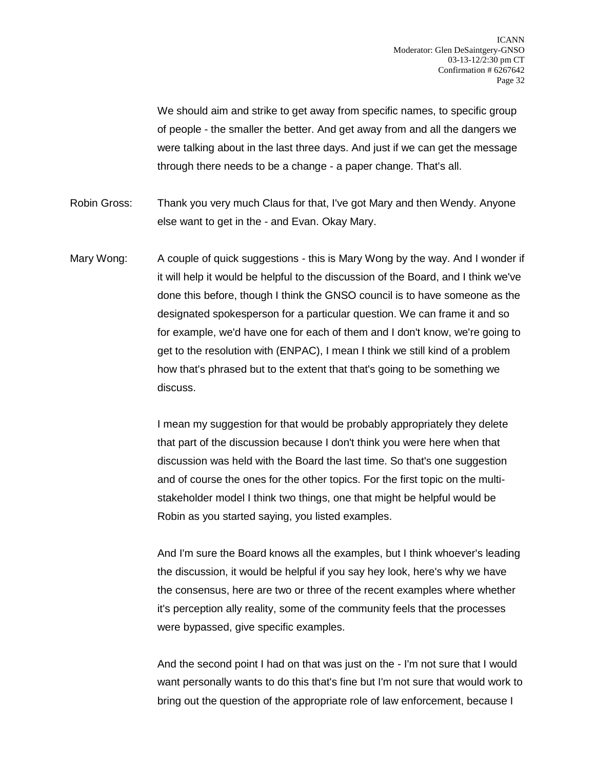We should aim and strike to get away from specific names, to specific group of people - the smaller the better. And get away from and all the dangers we were talking about in the last three days. And just if we can get the message through there needs to be a change - a paper change. That's all.

Robin Gross: Thank you very much Claus for that, I've got Mary and then Wendy. Anyone else want to get in the - and Evan. Okay Mary.

Mary Wong: A couple of quick suggestions - this is Mary Wong by the way. And I wonder if it will help it would be helpful to the discussion of the Board, and I think we've done this before, though I think the GNSO council is to have someone as the designated spokesperson for a particular question. We can frame it and so for example, we'd have one for each of them and I don't know, we're going to get to the resolution with (ENPAC), I mean I think we still kind of a problem how that's phrased but to the extent that that's going to be something we discuss.

I mean my suggestion for that would be probably appropriately they delete that part of the discussion because I don't think you were here when that discussion was held with the Board the last time. So that's one suggestion and of course the ones for the other topics. For the first topic on the multi-stakeholder model I think two things, one that might be helpful would be Robin as you started saying, you listed examples.

And I'm sure the Board knows all the examples, but I think whoever's leading the discussion, it would be helpful if you say hey look, here's why we have the consensus, here are two or three of the recent examples where whether it's perception ally reality, some of the community feels that the processes were bypassed, give specific examples.

And the second point I had on that was just on the - I'm not sure that I would want personally wants to do this that's fine but I'm not sure that would work to bring out the question of the appropriate role of law enforcement, because I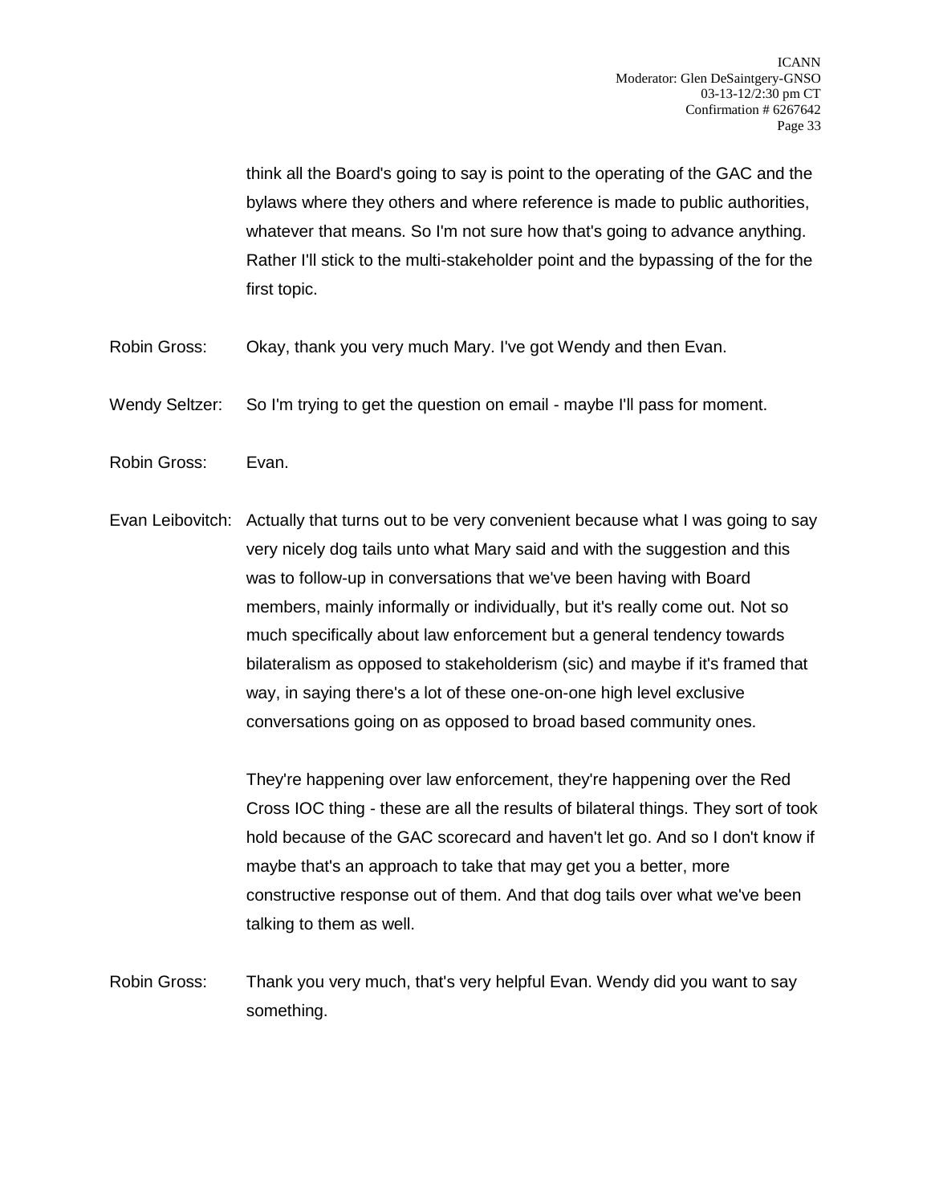think all the Board's going to say is point to the operating of the GAC and the bylaws where they others and where reference is made to public authorities, whatever that means. So I'm not sure how that's going to advance anything. Rather I'll stick to the multi-stakeholder point and the bypassing of the for the first topic.

Robin Gross: Okay, thank you very much Mary. I've got Wendy and then Evan.

Wendy Seltzer: So I'm trying to get the question on email - maybe I'll pass for moment.

Robin Gross: Evan.

Evan Leibovitch: Actually that turns out to be very convenient because what I was going to say very nicely dog tails unto what Mary said and with the suggestion and this was to follow-up in conversations that we've been having with Board members, mainly informally or individually, but it's really come out. Not so much specifically about law enforcement but a general tendency towards bilateralism as opposed to stakeholderism (sic) and maybe if it's framed that way, in saying there's a lot of these one-on-one high level exclusive conversations going on as opposed to broad based community ones.

They're happening over law enforcement, they're happening over the Red Cross IOC thing - these are all the results of bilateral things. They sort of took hold because of the GAC scorecard and haven't let go. And so I don't know if maybe that's an approach to take that may get you a better, more constructive response out of them. And that dog tails over what we've been talking to them as well.

Robin Gross: Thank you very much, that's very helpful Evan. Wendy did you want to say something.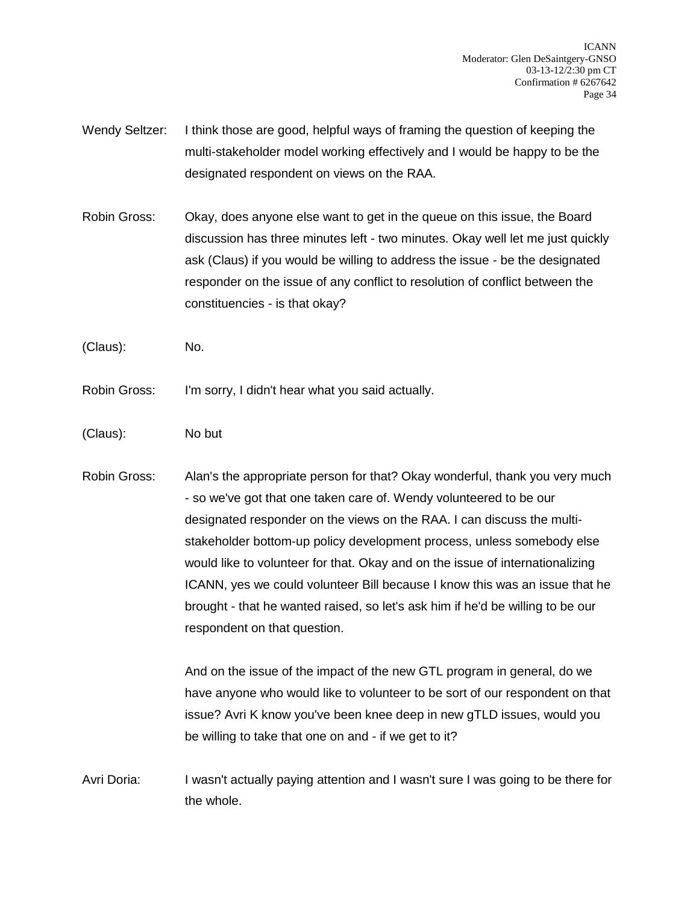Wendy Seltzer: I think those are good, helpful ways of framing the question of keeping the multi-stakeholder model working effectively and I would be happy to be the designated respondent on views on the RAA.

Robin Gross: Okay, does anyone else want to get in the queue on this issue, the Board discussion has three minutes left - two minutes. Okay well let me just quickly ask (Claus) if you would be willing to address the issue - be the designated responder on the issue of any conflict to resolution of conflict between the constituencies - is that okay?

(Claus): No.

Robin Gross: I'm sorry, I didn't hear what you said actually.

(Claus): No but

Robin Gross: Alan's the appropriate person for that? Okay wonderful, thank you very much - so we've got that one taken care of. Wendy volunteered to be our designated responder on the views on the RAA. I can discuss the multi-stakeholder bottom-up policy development process, unless somebody else would like to volunteer for that. Okay and on the issue of internationalizing ICANN, yes we could volunteer Bill because I know this was an issue that he brought - that he wanted raised, so let's ask him if he'd be willing to be our respondent on that question.

And on the issue of the impact of the new GTL program in general, do we have anyone who would like to volunteer to be sort of our respondent on that issue? Avri K know you've been knee deep in new gTLD issues, would you be willing to take that one on and - if we get to it?

Avri Doria: I wasn't actually paying attention and I wasn't sure I was going to be there for the whole.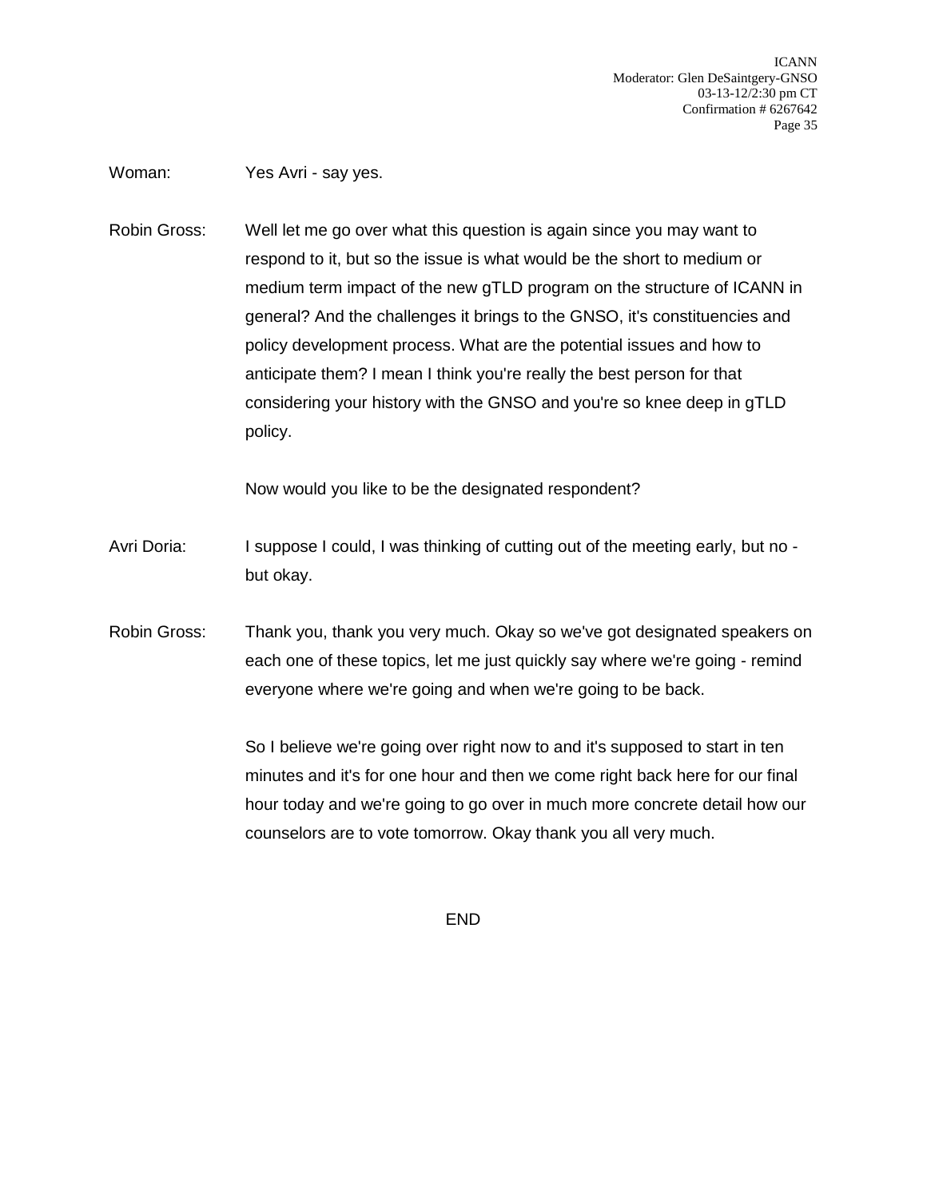Woman: Yes Avri - say yes.

Robin Gross: Well let me go over what this question is again since you may want to respond to it, but so the issue is what would be the short to medium or medium term impact of the new gTLD program on the structure of ICANN in general? And the challenges it brings to the GNSO, it's constituencies and policy development process. What are the potential issues and how to anticipate them? I mean I think you're really the best person for that considering your history with the GNSO and you're so knee deep in gTLD policy.

Now would you like to be the designated respondent?

Avri Doria: I suppose I could, I was thinking of cutting out of the meeting early, but no - but okay.

Robin Gross: Thank you, thank you very much. Okay so we've got designated speakers on each one of these topics, let me just quickly say where we're going - remind everyone where we're going and when we're going to be back.

So I believe we're going over right now to and it's supposed to start in ten minutes and it's for one hour and then we come right back here for our final hour today and we're going to go over in much more concrete detail how our counselors are to vote tomorrow. Okay thank you all very much.

END